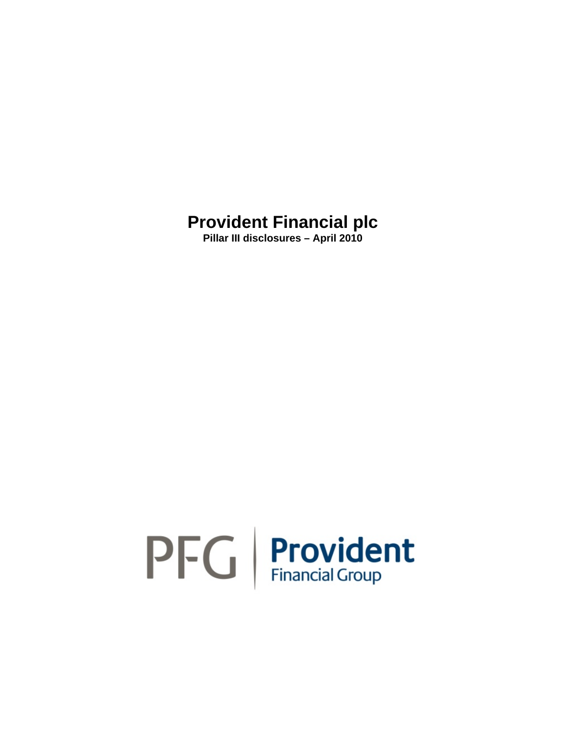# Provident Financial plc

**Pillar III disclosures – April 2010**

PFG | Provident Financial Group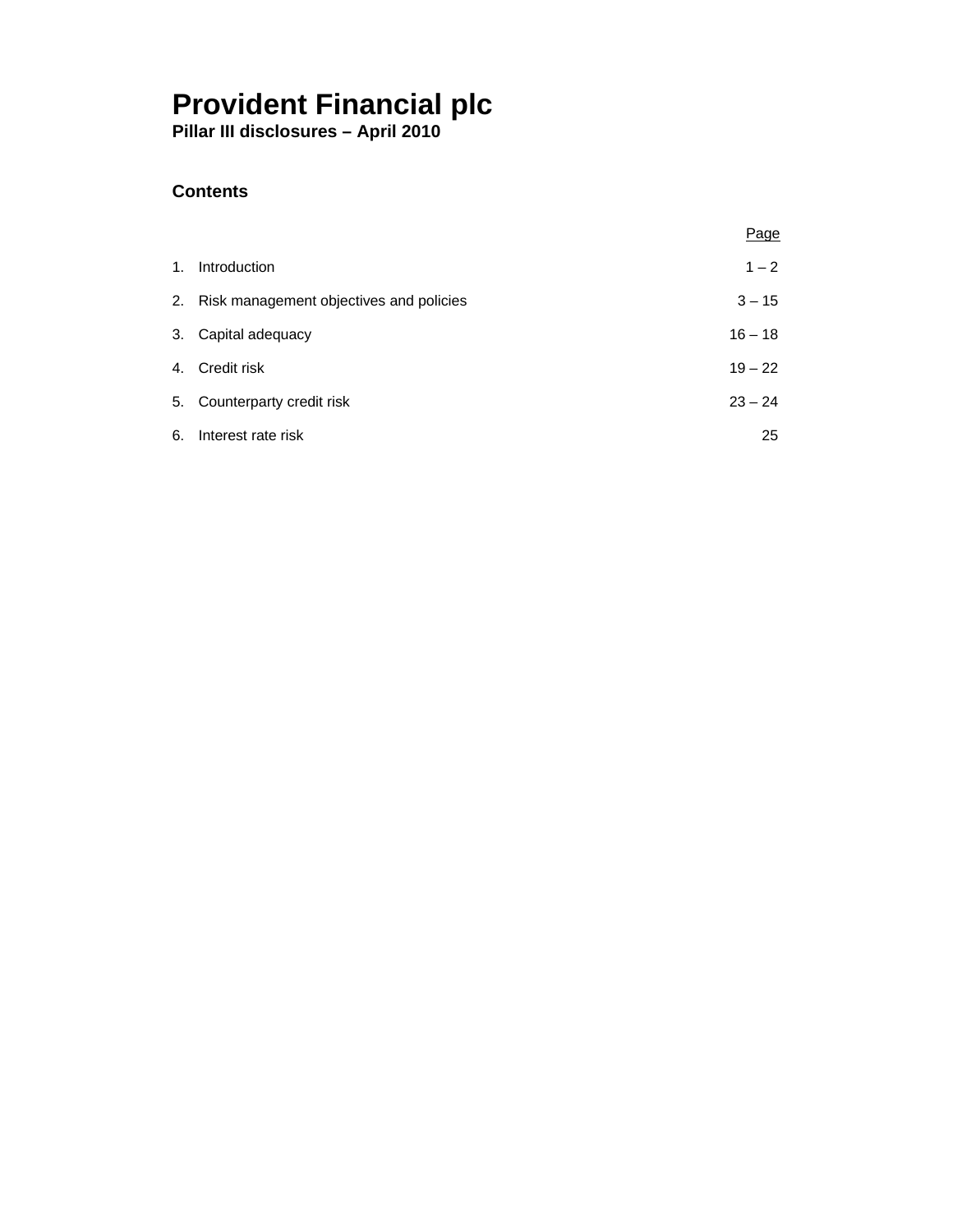# Provident Financial plc

**Pillar III disclosures – April 2010**

## Contents

| | Page |
|---|---|
| 1. Introduction | 1 – 2 |
| 2. Risk management objectives and policies | 3 – 15 |
| 3. Capital adequacy | 16 – 18 |
| 4. Credit risk | 19 – 22 |
| 5. Counterparty credit risk | 23 – 24 |
| 6. Interest rate risk | 25 |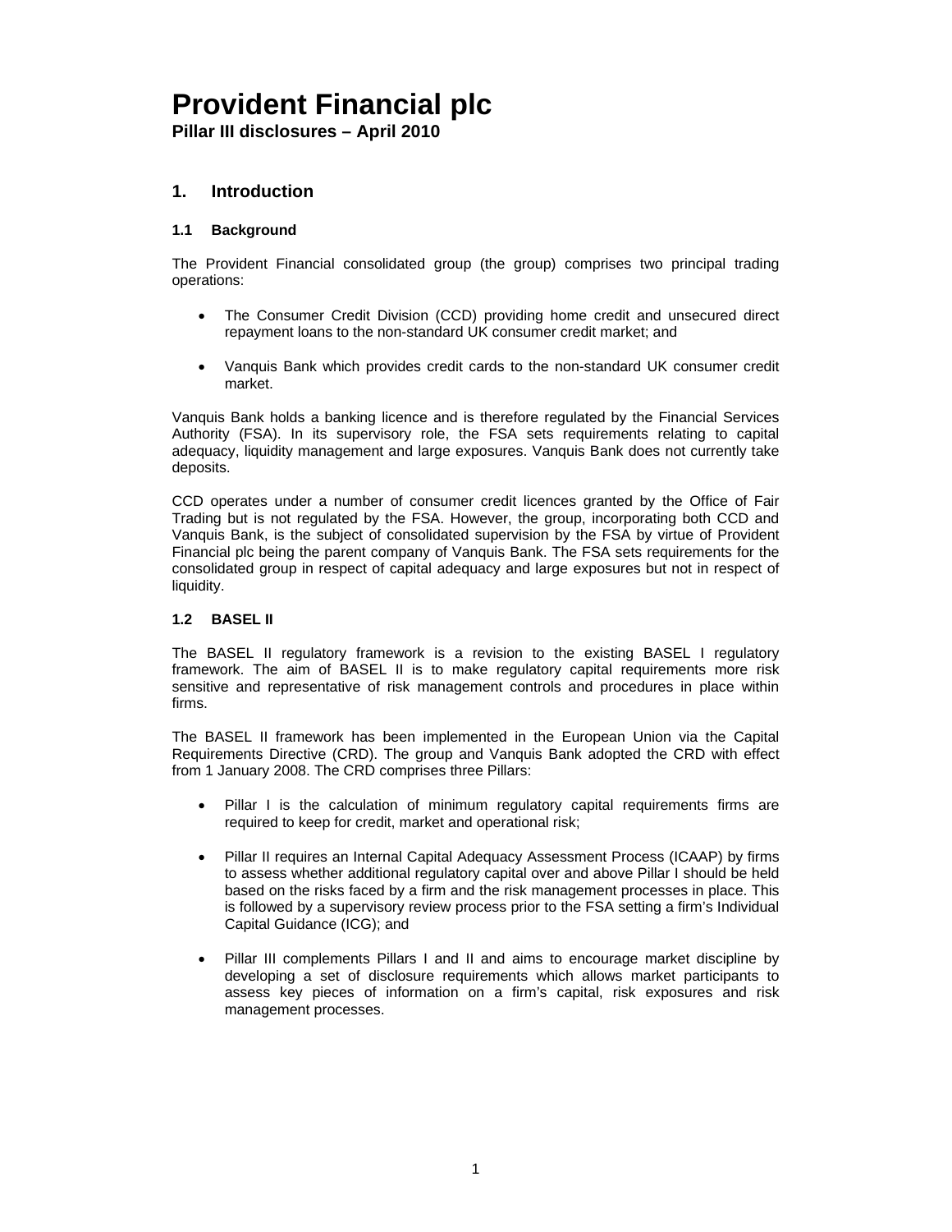# Provident Financial plc

**Pillar III disclosures – April 2010**

## 1. Introduction

### 1.1 Background

The Provident Financial consolidated group (the group) comprises two principal trading operations:

- The Consumer Credit Division (CCD) providing home credit and unsecured direct repayment loans to the non-standard UK consumer credit market; and
- Vanquis Bank which provides credit cards to the non-standard UK consumer credit market.

Vanquis Bank holds a banking licence and is therefore regulated by the Financial Services Authority (FSA). In its supervisory role, the FSA sets requirements relating to capital adequacy, liquidity management and large exposures. Vanquis Bank does not currently take deposits.

CCD operates under a number of consumer credit licences granted by the Office of Fair Trading but is not regulated by the FSA. However, the group, incorporating both CCD and Vanquis Bank, is the subject of consolidated supervision by the FSA by virtue of Provident Financial plc being the parent company of Vanquis Bank. The FSA sets requirements for the consolidated group in respect of capital adequacy and large exposures but not in respect of liquidity.

### 1.2 BASEL II

The BASEL II regulatory framework is a revision to the existing BASEL I regulatory framework. The aim of BASEL II is to make regulatory capital requirements more risk sensitive and representative of risk management controls and procedures in place within firms.

The BASEL II framework has been implemented in the European Union via the Capital Requirements Directive (CRD). The group and Vanquis Bank adopted the CRD with effect from 1 January 2008. The CRD comprises three Pillars:

- Pillar I is the calculation of minimum regulatory capital requirements firms are required to keep for credit, market and operational risk;
- Pillar II requires an Internal Capital Adequacy Assessment Process (ICAAP) by firms to assess whether additional regulatory capital over and above Pillar I should be held based on the risks faced by a firm and the risk management processes in place. This is followed by a supervisory review process prior to the FSA setting a firm's Individual Capital Guidance (ICG); and
- Pillar III complements Pillars I and II and aims to encourage market discipline by developing a set of disclosure requirements which allows market participants to assess key pieces of information on a firm's capital, risk exposures and risk management processes.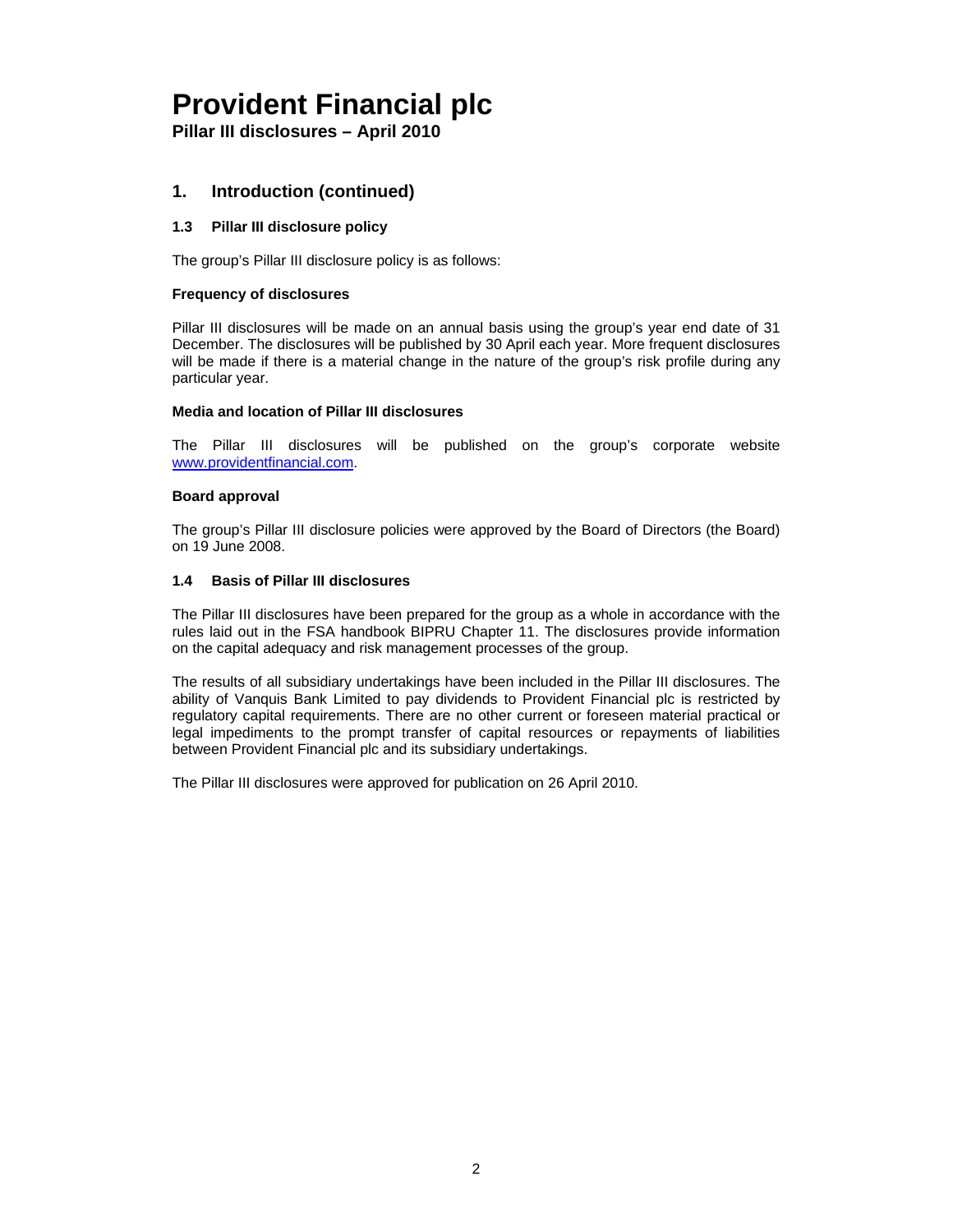# Provident Financial plc

**Pillar III disclosures – April 2010**

## 1. Introduction (continued)

### 1.3 Pillar III disclosure policy

The group's Pillar III disclosure policy is as follows:

**Frequency of disclosures**

Pillar III disclosures will be made on an annual basis using the group's year end date of 31 December. The disclosures will be published by 30 April each year. More frequent disclosures will be made if there is a material change in the nature of the group's risk profile during any particular year.

**Media and location of Pillar III disclosures**

The Pillar III disclosures will be published on the group's corporate website www.providentfinancial.com.

**Board approval**

The group's Pillar III disclosure policies were approved by the Board of Directors (the Board) on 19 June 2008.

### 1.4 Basis of Pillar III disclosures

The Pillar III disclosures have been prepared for the group as a whole in accordance with the rules laid out in the FSA handbook BIPRU Chapter 11. The disclosures provide information on the capital adequacy and risk management processes of the group.

The results of all subsidiary undertakings have been included in the Pillar III disclosures. The ability of Vanquis Bank Limited to pay dividends to Provident Financial plc is restricted by regulatory capital requirements. There are no other current or foreseen material practical or legal impediments to the prompt transfer of capital resources or repayments of liabilities between Provident Financial plc and its subsidiary undertakings.

The Pillar III disclosures were approved for publication on 26 April 2010.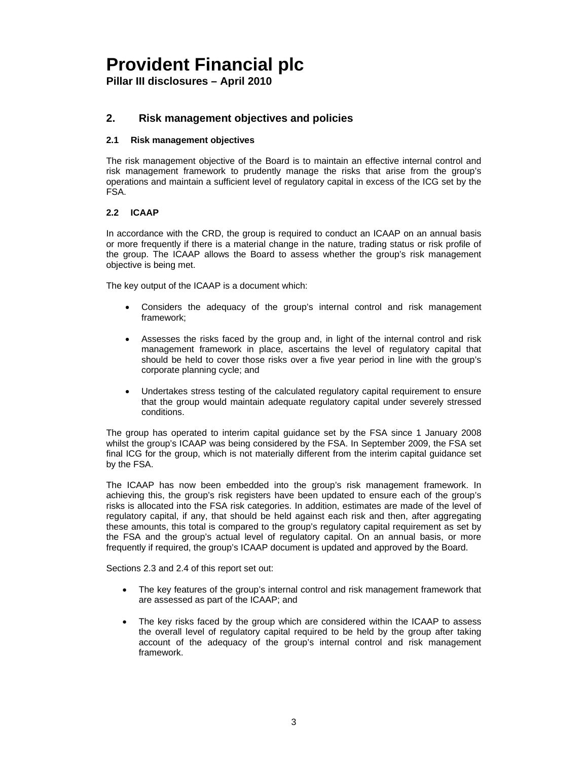## 2. Risk management objectives and policies

### 2.1 Risk management objectives

The risk management objective of the Board is to maintain an effective internal control and risk management framework to prudently manage the risks that arise from the group's operations and maintain a sufficient level of regulatory capital in excess of the ICG set by the FSA.

### 2.2 ICAAP

In accordance with the CRD, the group is required to conduct an ICAAP on an annual basis or more frequently if there is a material change in the nature, trading status or risk profile of the group. The ICAAP allows the Board to assess whether the group's risk management objective is being met.

The key output of the ICAAP is a document which:

- Considers the adequacy of the group's internal control and risk management framework;
- Assesses the risks faced by the group and, in light of the internal control and risk management framework in place, ascertains the level of regulatory capital that should be held to cover those risks over a five year period in line with the group's corporate planning cycle; and
- Undertakes stress testing of the calculated regulatory capital requirement to ensure that the group would maintain adequate regulatory capital under severely stressed conditions.

The group has operated to interim capital guidance set by the FSA since 1 January 2008 whilst the group's ICAAP was being considered by the FSA. In September 2009, the FSA set final ICG for the group, which is not materially different from the interim capital guidance set by the FSA.

The ICAAP has now been embedded into the group's risk management framework. In achieving this, the group's risk registers have been updated to ensure each of the group's risks is allocated into the FSA risk categories. In addition, estimates are made of the level of regulatory capital, if any, that should be held against each risk and then, after aggregating these amounts, this total is compared to the group's regulatory capital requirement as set by the FSA and the group's actual level of regulatory capital. On an annual basis, or more frequently if required, the group's ICAAP document is updated and approved by the Board.

Sections 2.3 and 2.4 of this report set out:

- The key features of the group's internal control and risk management framework that are assessed as part of the ICAAP; and
- The key risks faced by the group which are considered within the ICAAP to assess the overall level of regulatory capital required to be held by the group after taking account of the adequacy of the group's internal control and risk management framework.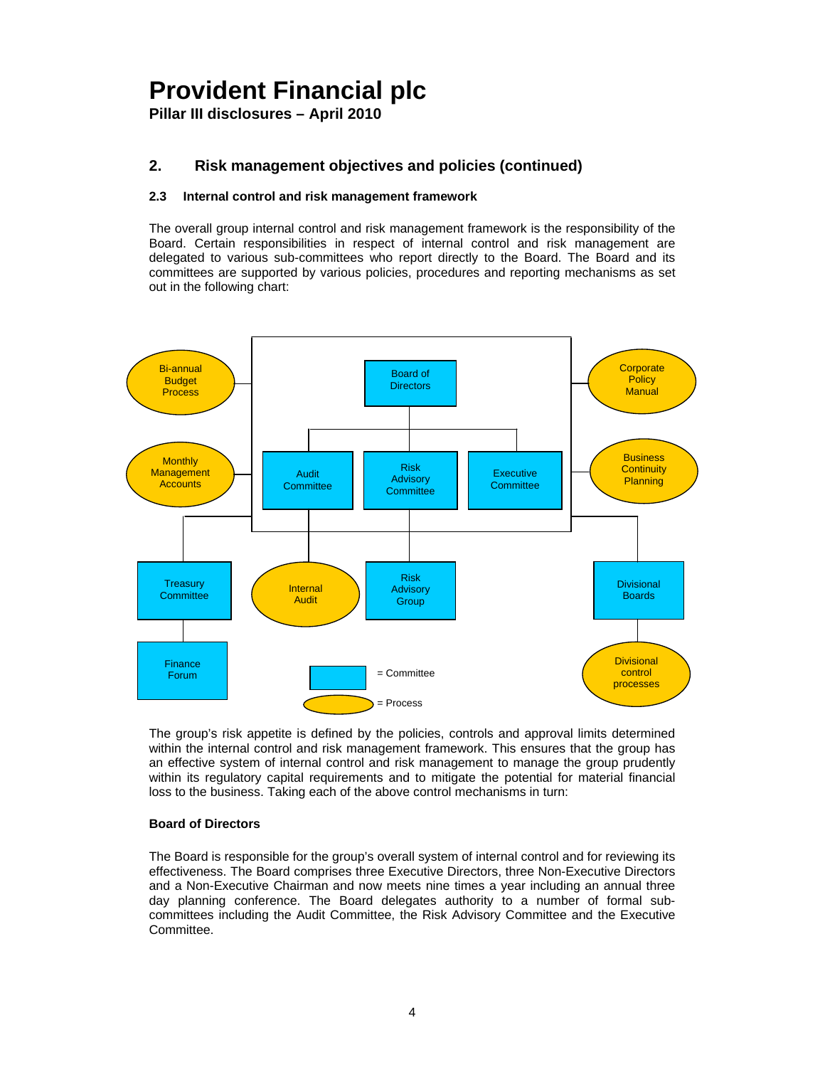# Provident Financial plc

**Pillar III disclosures – April 2010**

## 2. Risk management objectives and policies (continued)

### 2.3 Internal control and risk management framework

The overall group internal control and risk management framework is the responsibility of the Board. Certain responsibilities in respect of internal control and risk management are delegated to various sub-committees who report directly to the Board. The Board and its committees are supported by various policies, procedures and reporting mechanisms as set out in the following chart:

Board of Directors

Audit Committee | Risk Advisory Committee | Executive Committee

Bi-annual Budget Process

Monthly Management Accounts

Corporate Policy Manual

Business Continuity Planning

Treasury Committee

Finance Forum

Internal Audit

Risk Advisory Group

Divisional Boards

Divisional control processes

= Committee

= Process

The group's risk appetite is defined by the policies, controls and approval limits determined within the internal control and risk management framework. This ensures that the group has an effective system of internal control and risk management to manage the group prudently within its regulatory capital requirements and to mitigate the potential for material financial loss to the business. Taking each of the above control mechanisms in turn:

**Board of Directors**

The Board is responsible for the group's overall system of internal control and for reviewing its effectiveness. The Board comprises three Executive Directors, three Non-Executive Directors and a Non-Executive Chairman and now meets nine times a year including an annual three day planning conference. The Board delegates authority to a number of formal sub-committees including the Audit Committee, the Risk Advisory Committee and the Executive Committee.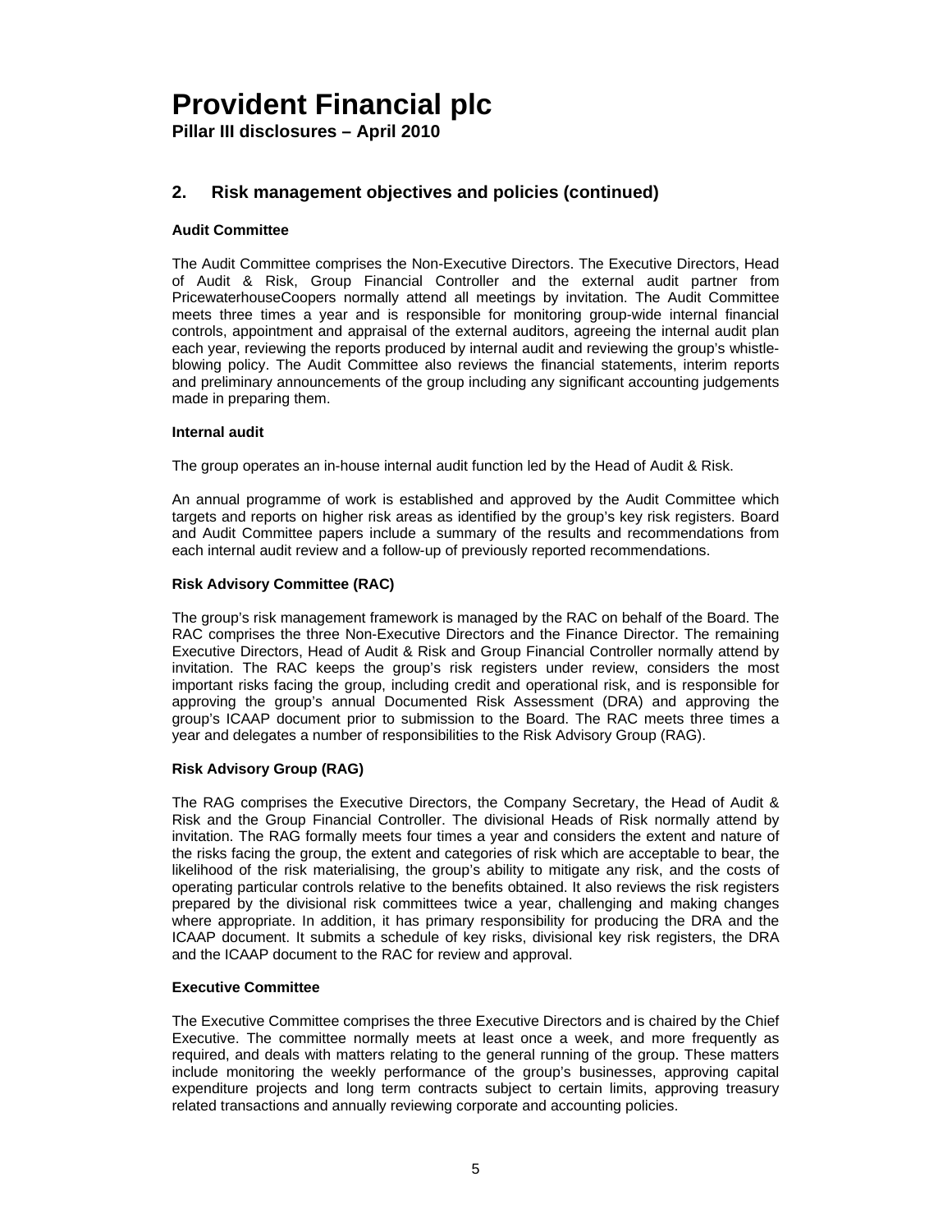## 2. Risk management objectives and policies (continued)

**Audit Committee**

The Audit Committee comprises the Non-Executive Directors. The Executive Directors, Head of Audit & Risk, Group Financial Controller and the external audit partner from PricewaterhouseCoopers normally attend all meetings by invitation. The Audit Committee meets three times a year and is responsible for monitoring group-wide internal financial controls, appointment and appraisal of the external auditors, agreeing the internal audit plan each year, reviewing the reports produced by internal audit and reviewing the group's whistle-blowing policy. The Audit Committee also reviews the financial statements, interim reports and preliminary announcements of the group including any significant accounting judgements made in preparing them.

**Internal audit**

The group operates an in-house internal audit function led by the Head of Audit & Risk.

An annual programme of work is established and approved by the Audit Committee which targets and reports on higher risk areas as identified by the group's key risk registers. Board and Audit Committee papers include a summary of the results and recommendations from each internal audit review and a follow-up of previously reported recommendations.

**Risk Advisory Committee (RAC)**

The group's risk management framework is managed by the RAC on behalf of the Board. The RAC comprises the three Non-Executive Directors and the Finance Director. The remaining Executive Directors, Head of Audit & Risk and Group Financial Controller normally attend by invitation. The RAC keeps the group's risk registers under review, considers the most important risks facing the group, including credit and operational risk, and is responsible for approving the group's annual Documented Risk Assessment (DRA) and approving the group's ICAAP document prior to submission to the Board. The RAC meets three times a year and delegates a number of responsibilities to the Risk Advisory Group (RAG).

**Risk Advisory Group (RAG)**

The RAG comprises the Executive Directors, the Company Secretary, the Head of Audit & Risk and the Group Financial Controller. The divisional Heads of Risk normally attend by invitation. The RAG formally meets four times a year and considers the extent and nature of the risks facing the group, the extent and categories of risk which are acceptable to bear, the likelihood of the risk materialising, the group's ability to mitigate any risk, and the costs of operating particular controls relative to the benefits obtained. It also reviews the risk registers prepared by the divisional risk committees twice a year, challenging and making changes where appropriate. In addition, it has primary responsibility for producing the DRA and the ICAAP document. It submits a schedule of key risks, divisional key risk registers, the DRA and the ICAAP document to the RAC for review and approval.

**Executive Committee**

The Executive Committee comprises the three Executive Directors and is chaired by the Chief Executive. The committee normally meets at least once a week, and more frequently as required, and deals with matters relating to the general running of the group. These matters include monitoring the weekly performance of the group's businesses, approving capital expenditure projects and long term contracts subject to certain limits, approving treasury related transactions and annually reviewing corporate and accounting policies.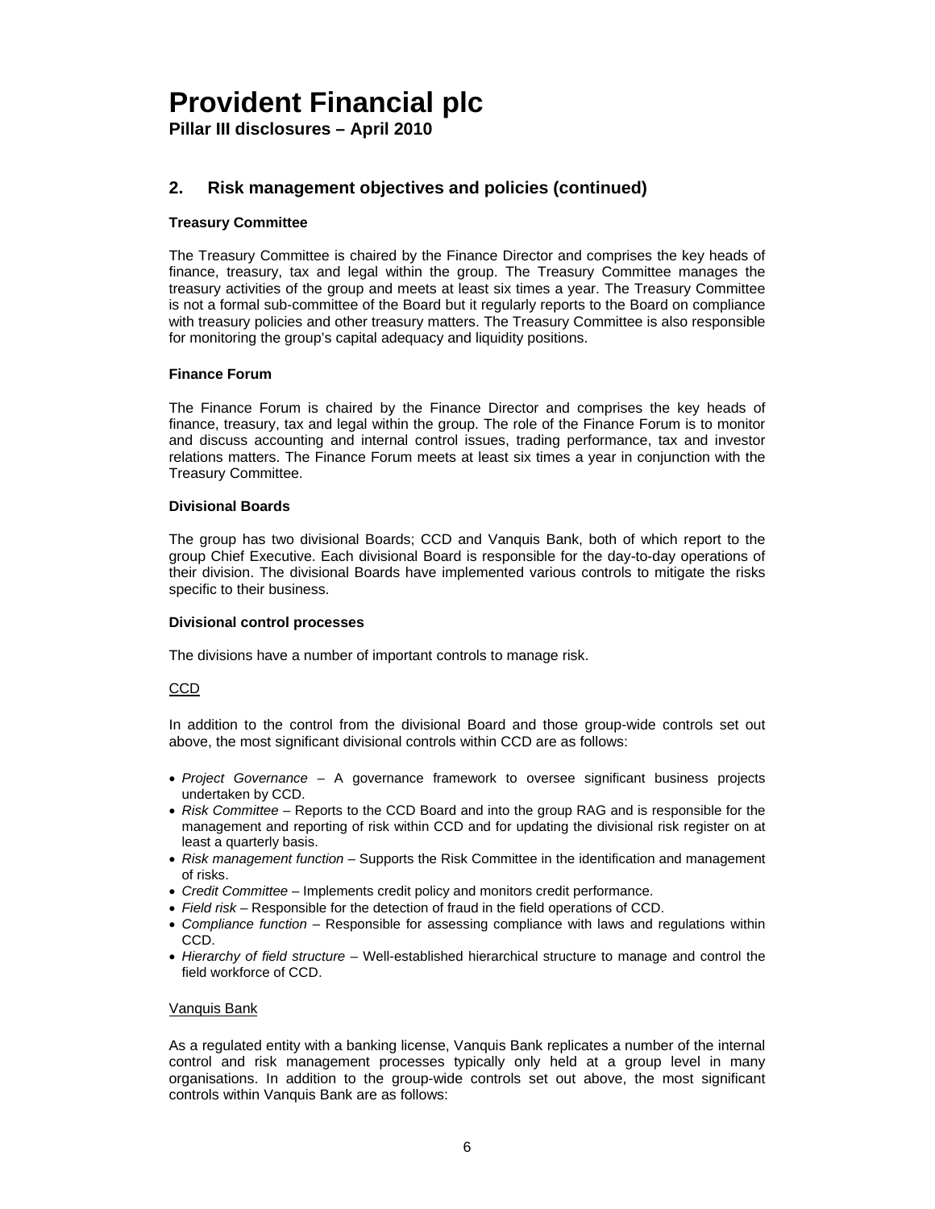## 2. Risk management objectives and policies (continued)

**Treasury Committee**

The Treasury Committee is chaired by the Finance Director and comprises the key heads of finance, treasury, tax and legal within the group. The Treasury Committee manages the treasury activities of the group and meets at least six times a year. The Treasury Committee is not a formal sub-committee of the Board but it regularly reports to the Board on compliance with treasury policies and other treasury matters. The Treasury Committee is also responsible for monitoring the group's capital adequacy and liquidity positions.

**Finance Forum**

The Finance Forum is chaired by the Finance Director and comprises the key heads of finance, treasury, tax and legal within the group. The role of the Finance Forum is to monitor and discuss accounting and internal control issues, trading performance, tax and investor relations matters. The Finance Forum meets at least six times a year in conjunction with the Treasury Committee.

**Divisional Boards**

The group has two divisional Boards; CCD and Vanquis Bank, both of which report to the group Chief Executive. Each divisional Board is responsible for the day-to-day operations of their division. The divisional Boards have implemented various controls to mitigate the risks specific to their business.

**Divisional control processes**

The divisions have a number of important controls to manage risk.

CCD

In addition to the control from the divisional Board and those group-wide controls set out above, the most significant divisional controls within CCD are as follows:

- *Project Governance* – A governance framework to oversee significant business projects undertaken by CCD.
- *Risk Committee* – Reports to the CCD Board and into the group RAG and is responsible for the management and reporting of risk within CCD and for updating the divisional risk register on at least a quarterly basis.
- *Risk management function* – Supports the Risk Committee in the identification and management of risks.
- *Credit Committee* – Implements credit policy and monitors credit performance.
- *Field risk* – Responsible for the detection of fraud in the field operations of CCD.
- *Compliance function* – Responsible for assessing compliance with laws and regulations within CCD.
- *Hierarchy of field structure* – Well-established hierarchical structure to manage and control the field workforce of CCD.

Vanquis Bank

As a regulated entity with a banking license, Vanquis Bank replicates a number of the internal control and risk management processes typically only held at a group level in many organisations. In addition to the group-wide controls set out above, the most significant controls within Vanquis Bank are as follows: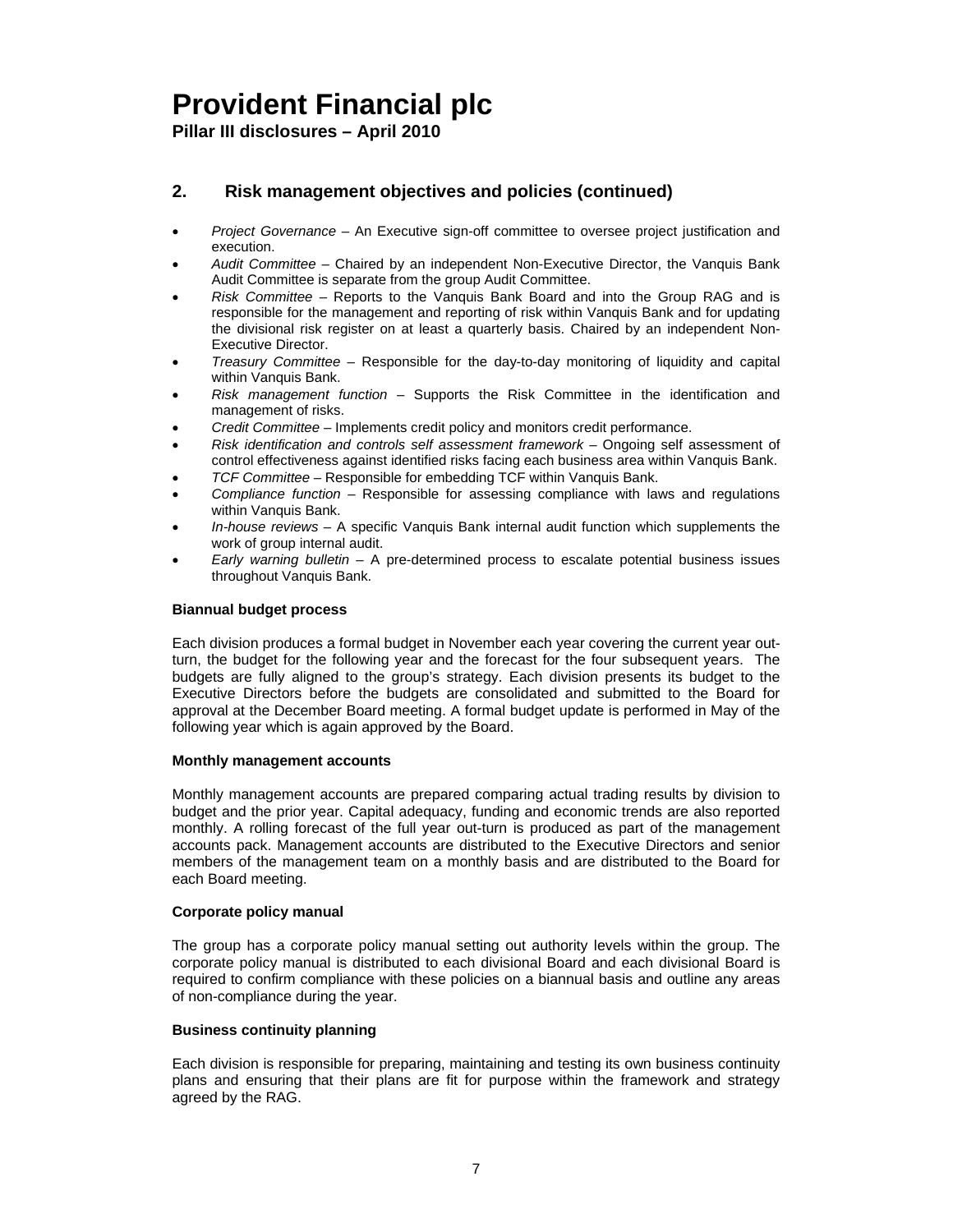## 2. Risk management objectives and policies (continued)

- *Project Governance* – An Executive sign-off committee to oversee project justification and execution.
- *Audit Committee* – Chaired by an independent Non-Executive Director, the Vanquis Bank Audit Committee is separate from the group Audit Committee.
- *Risk Committee* – Reports to the Vanquis Bank Board and into the Group RAG and is responsible for the management and reporting of risk within Vanquis Bank and for updating the divisional risk register on at least a quarterly basis. Chaired by an independent Non-Executive Director.
- *Treasury Committee* – Responsible for the day-to-day monitoring of liquidity and capital within Vanquis Bank.
- *Risk management function* – Supports the Risk Committee in the identification and management of risks.
- *Credit Committee* – Implements credit policy and monitors credit performance.
- *Risk identification and controls self assessment framework* – Ongoing self assessment of control effectiveness against identified risks facing each business area within Vanquis Bank.
- *TCF Committee* – Responsible for embedding TCF within Vanquis Bank.
- *Compliance function* – Responsible for assessing compliance with laws and regulations within Vanquis Bank.
- *In-house reviews* – A specific Vanquis Bank internal audit function which supplements the work of group internal audit.
- *Early warning bulletin* – A pre-determined process to escalate potential business issues throughout Vanquis Bank.

**Biannual budget process**

Each division produces a formal budget in November each year covering the current year out-turn, the budget for the following year and the forecast for the four subsequent years. The budgets are fully aligned to the group's strategy. Each division presents its budget to the Executive Directors before the budgets are consolidated and submitted to the Board for approval at the December Board meeting. A formal budget update is performed in May of the following year which is again approved by the Board.

**Monthly management accounts**

Monthly management accounts are prepared comparing actual trading results by division to budget and the prior year. Capital adequacy, funding and economic trends are also reported monthly. A rolling forecast of the full year out-turn is produced as part of the management accounts pack. Management accounts are distributed to the Executive Directors and senior members of the management team on a monthly basis and are distributed to the Board for each Board meeting.

**Corporate policy manual**

The group has a corporate policy manual setting out authority levels within the group. The corporate policy manual is distributed to each divisional Board and each divisional Board is required to confirm compliance with these policies on a biannual basis and outline any areas of non-compliance during the year.

**Business continuity planning**

Each division is responsible for preparing, maintaining and testing its own business continuity plans and ensuring that their plans are fit for purpose within the framework and strategy agreed by the RAG.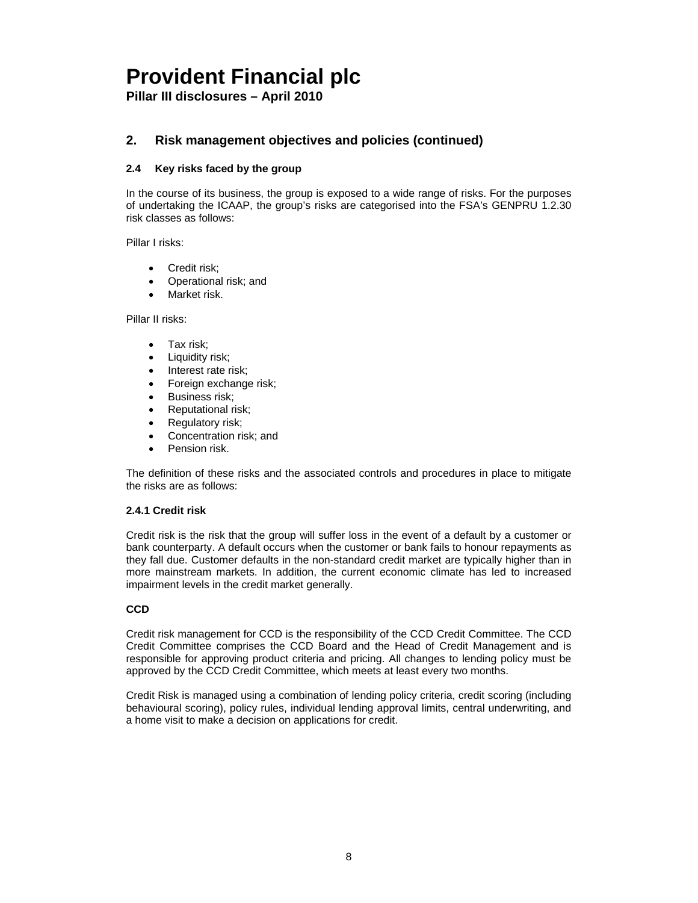## 2. Risk management objectives and policies (continued)

### 2.4 Key risks faced by the group

In the course of its business, the group is exposed to a wide range of risks. For the purposes of undertaking the ICAAP, the group's risks are categorised into the FSA's GENPRU 1.2.30 risk classes as follows:

Pillar I risks:

- Credit risk;
- Operational risk; and
- Market risk.

Pillar II risks:

- Tax risk;
- Liquidity risk;
- Interest rate risk;
- Foreign exchange risk;
- Business risk;
- Reputational risk;
- Regulatory risk;
- Concentration risk; and
- Pension risk.

The definition of these risks and the associated controls and procedures in place to mitigate the risks are as follows:

#### 2.4.1 Credit risk

Credit risk is the risk that the group will suffer loss in the event of a default by a customer or bank counterparty. A default occurs when the customer or bank fails to honour repayments as they fall due. Customer defaults in the non-standard credit market are typically higher than in more mainstream markets. In addition, the current economic climate has led to increased impairment levels in the credit market generally.

**CCD**

Credit risk management for CCD is the responsibility of the CCD Credit Committee. The CCD Credit Committee comprises the CCD Board and the Head of Credit Management and is responsible for approving product criteria and pricing. All changes to lending policy must be approved by the CCD Credit Committee, which meets at least every two months.

Credit Risk is managed using a combination of lending policy criteria, credit scoring (including behavioural scoring), policy rules, individual lending approval limits, central underwriting, and a home visit to make a decision on applications for credit.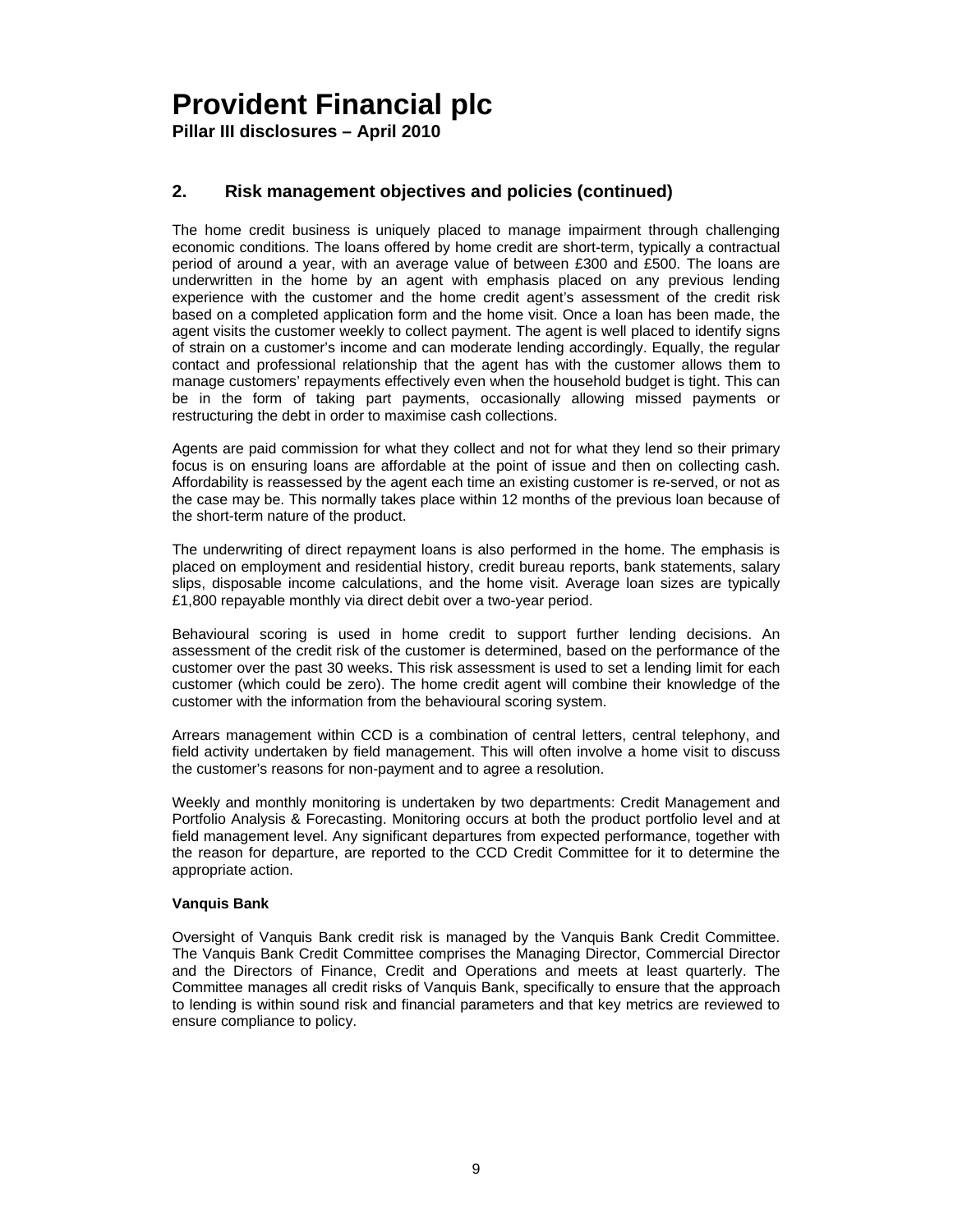## 2. Risk management objectives and policies (continued)

The home credit business is uniquely placed to manage impairment through challenging economic conditions. The loans offered by home credit are short-term, typically a contractual period of around a year, with an average value of between £300 and £500. The loans are underwritten in the home by an agent with emphasis placed on any previous lending experience with the customer and the home credit agent's assessment of the credit risk based on a completed application form and the home visit. Once a loan has been made, the agent visits the customer weekly to collect payment. The agent is well placed to identify signs of strain on a customer's income and can moderate lending accordingly. Equally, the regular contact and professional relationship that the agent has with the customer allows them to manage customers' repayments effectively even when the household budget is tight. This can be in the form of taking part payments, occasionally allowing missed payments or restructuring the debt in order to maximise cash collections.

Agents are paid commission for what they collect and not for what they lend so their primary focus is on ensuring loans are affordable at the point of issue and then on collecting cash. Affordability is reassessed by the agent each time an existing customer is re-served, or not as the case may be. This normally takes place within 12 months of the previous loan because of the short-term nature of the product.

The underwriting of direct repayment loans is also performed in the home. The emphasis is placed on employment and residential history, credit bureau reports, bank statements, salary slips, disposable income calculations, and the home visit. Average loan sizes are typically £1,800 repayable monthly via direct debit over a two-year period.

Behavioural scoring is used in home credit to support further lending decisions. An assessment of the credit risk of the customer is determined, based on the performance of the customer over the past 30 weeks. This risk assessment is used to set a lending limit for each customer (which could be zero). The home credit agent will combine their knowledge of the customer with the information from the behavioural scoring system.

Arrears management within CCD is a combination of central letters, central telephony, and field activity undertaken by field management. This will often involve a home visit to discuss the customer's reasons for non-payment and to agree a resolution.

Weekly and monthly monitoring is undertaken by two departments: Credit Management and Portfolio Analysis & Forecasting. Monitoring occurs at both the product portfolio level and at field management level. Any significant departures from expected performance, together with the reason for departure, are reported to the CCD Credit Committee for it to determine the appropriate action.

**Vanquis Bank**

Oversight of Vanquis Bank credit risk is managed by the Vanquis Bank Credit Committee. The Vanquis Bank Credit Committee comprises the Managing Director, Commercial Director and the Directors of Finance, Credit and Operations and meets at least quarterly. The Committee manages all credit risks of Vanquis Bank, specifically to ensure that the approach to lending is within sound risk and financial parameters and that key metrics are reviewed to ensure compliance to policy.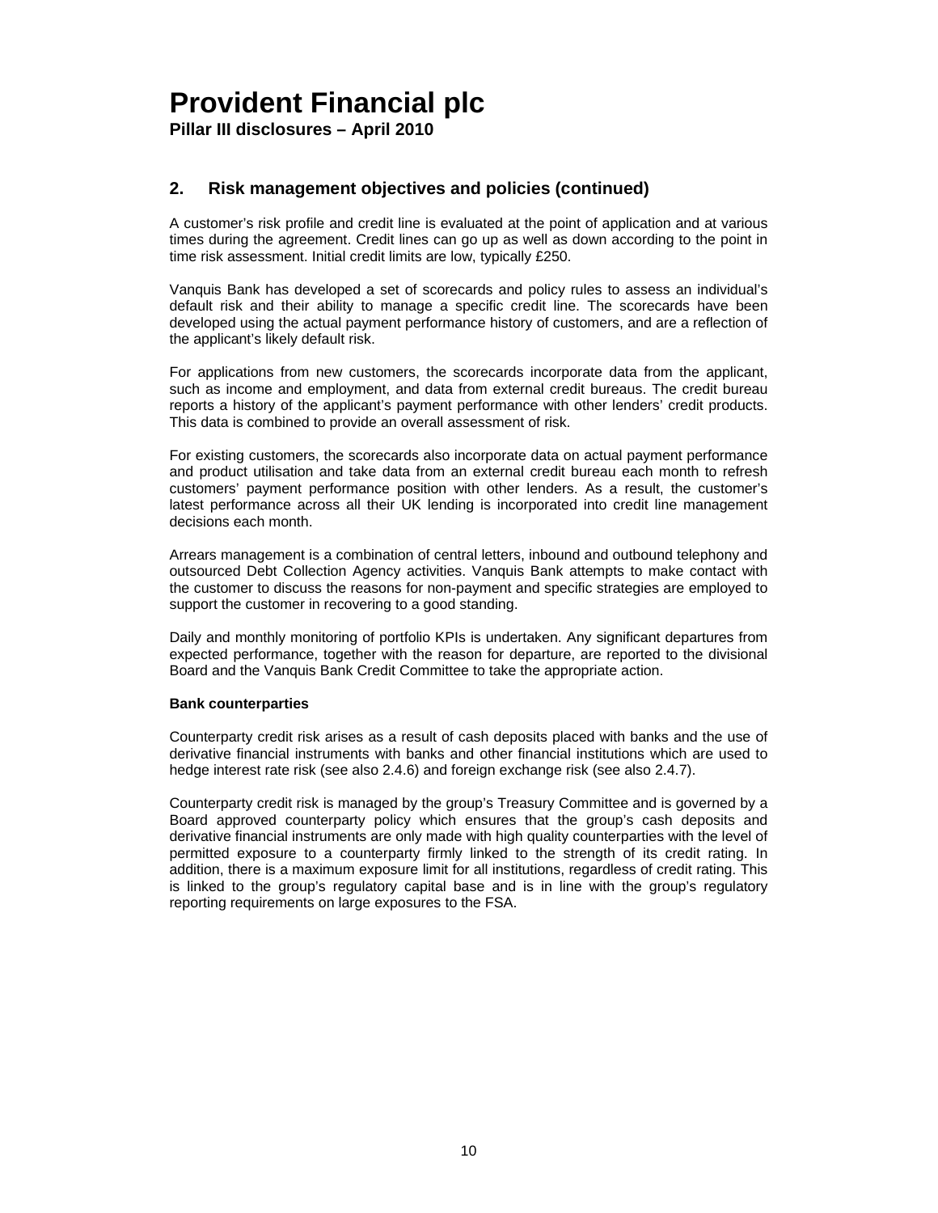## 2. Risk management objectives and policies (continued)

A customer's risk profile and credit line is evaluated at the point of application and at various times during the agreement. Credit lines can go up as well as down according to the point in time risk assessment. Initial credit limits are low, typically £250.

Vanquis Bank has developed a set of scorecards and policy rules to assess an individual's default risk and their ability to manage a specific credit line. The scorecards have been developed using the actual payment performance history of customers, and are a reflection of the applicant's likely default risk.

For applications from new customers, the scorecards incorporate data from the applicant, such as income and employment, and data from external credit bureaus. The credit bureau reports a history of the applicant's payment performance with other lenders' credit products. This data is combined to provide an overall assessment of risk.

For existing customers, the scorecards also incorporate data on actual payment performance and product utilisation and take data from an external credit bureau each month to refresh customers' payment performance position with other lenders. As a result, the customer's latest performance across all their UK lending is incorporated into credit line management decisions each month.

Arrears management is a combination of central letters, inbound and outbound telephony and outsourced Debt Collection Agency activities. Vanquis Bank attempts to make contact with the customer to discuss the reasons for non-payment and specific strategies are employed to support the customer in recovering to a good standing.

Daily and monthly monitoring of portfolio KPIs is undertaken. Any significant departures from expected performance, together with the reason for departure, are reported to the divisional Board and the Vanquis Bank Credit Committee to take the appropriate action.

**Bank counterparties**

Counterparty credit risk arises as a result of cash deposits placed with banks and the use of derivative financial instruments with banks and other financial institutions which are used to hedge interest rate risk (see also 2.4.6) and foreign exchange risk (see also 2.4.7).

Counterparty credit risk is managed by the group's Treasury Committee and is governed by a Board approved counterparty policy which ensures that the group's cash deposits and derivative financial instruments are only made with high quality counterparties with the level of permitted exposure to a counterparty firmly linked to the strength of its credit rating. In addition, there is a maximum exposure limit for all institutions, regardless of credit rating. This is linked to the group's regulatory capital base and is in line with the group's regulatory reporting requirements on large exposures to the FSA.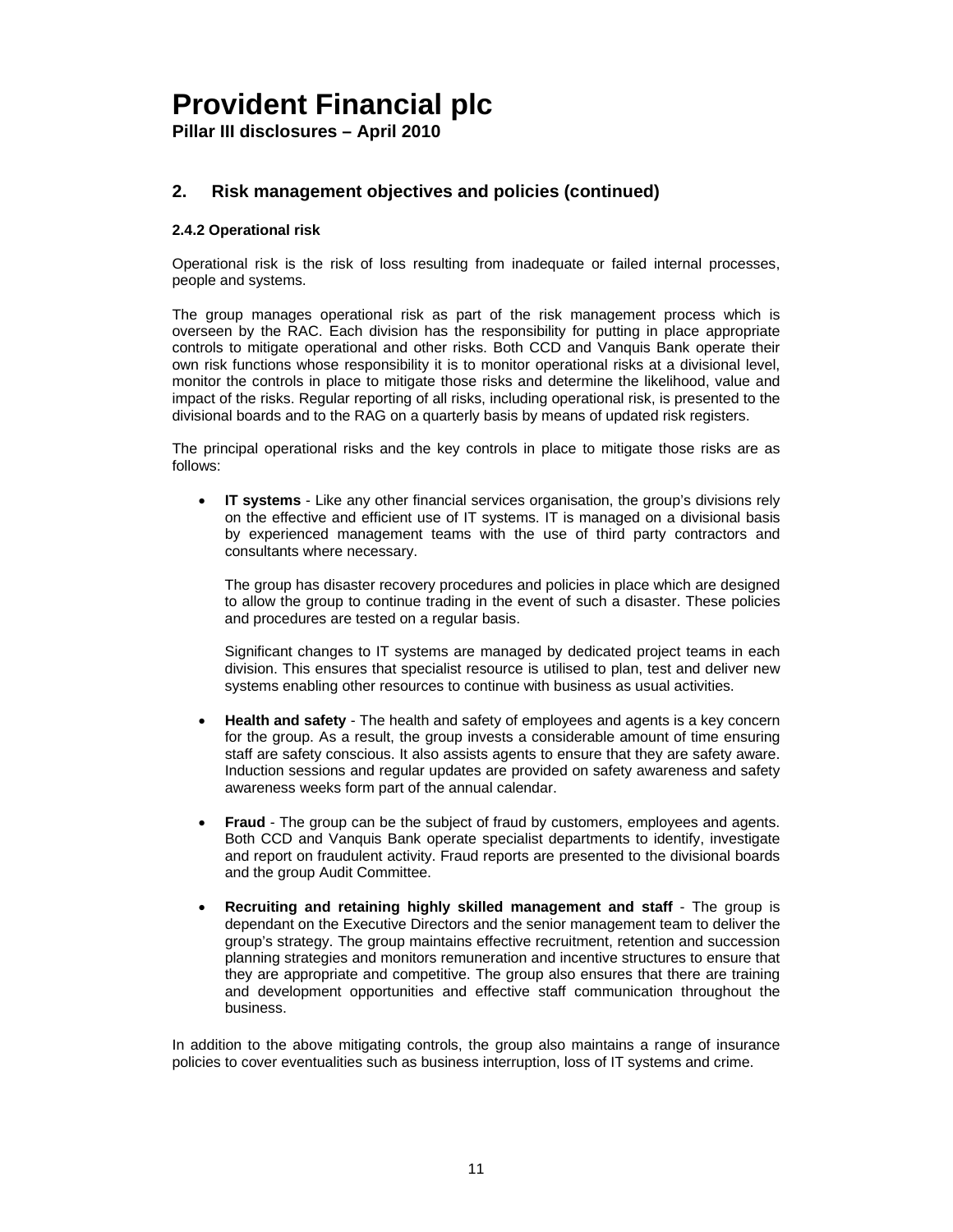## 2. Risk management objectives and policies (continued)

### 2.4.2 Operational risk

Operational risk is the risk of loss resulting from inadequate or failed internal processes, people and systems.

The group manages operational risk as part of the risk management process which is overseen by the RAC. Each division has the responsibility for putting in place appropriate controls to mitigate operational and other risks. Both CCD and Vanquis Bank operate their own risk functions whose responsibility it is to monitor operational risks at a divisional level, monitor the controls in place to mitigate those risks and determine the likelihood, value and impact of the risks. Regular reporting of all risks, including operational risk, is presented to the divisional boards and to the RAG on a quarterly basis by means of updated risk registers.

The principal operational risks and the key controls in place to mitigate those risks are as follows:

- **IT systems** - Like any other financial services organisation, the group's divisions rely on the effective and efficient use of IT systems. IT is managed on a divisional basis by experienced management teams with the use of third party contractors and consultants where necessary.

  The group has disaster recovery procedures and policies in place which are designed to allow the group to continue trading in the event of such a disaster. These policies and procedures are tested on a regular basis.

  Significant changes to IT systems are managed by dedicated project teams in each division. This ensures that specialist resource is utilised to plan, test and deliver new systems enabling other resources to continue with business as usual activities.

- **Health and safety** - The health and safety of employees and agents is a key concern for the group. As a result, the group invests a considerable amount of time ensuring staff are safety conscious. It also assists agents to ensure that they are safety aware. Induction sessions and regular updates are provided on safety awareness and safety awareness weeks form part of the annual calendar.

- **Fraud** - The group can be the subject of fraud by customers, employees and agents. Both CCD and Vanquis Bank operate specialist departments to identify, investigate and report on fraudulent activity. Fraud reports are presented to the divisional boards and the group Audit Committee.

- **Recruiting and retaining highly skilled management and staff** - The group is dependant on the Executive Directors and the senior management team to deliver the group's strategy. The group maintains effective recruitment, retention and succession planning strategies and monitors remuneration and incentive structures to ensure that they are appropriate and competitive. The group also ensures that there are training and development opportunities and effective staff communication throughout the business.

In addition to the above mitigating controls, the group also maintains a range of insurance policies to cover eventualities such as business interruption, loss of IT systems and crime.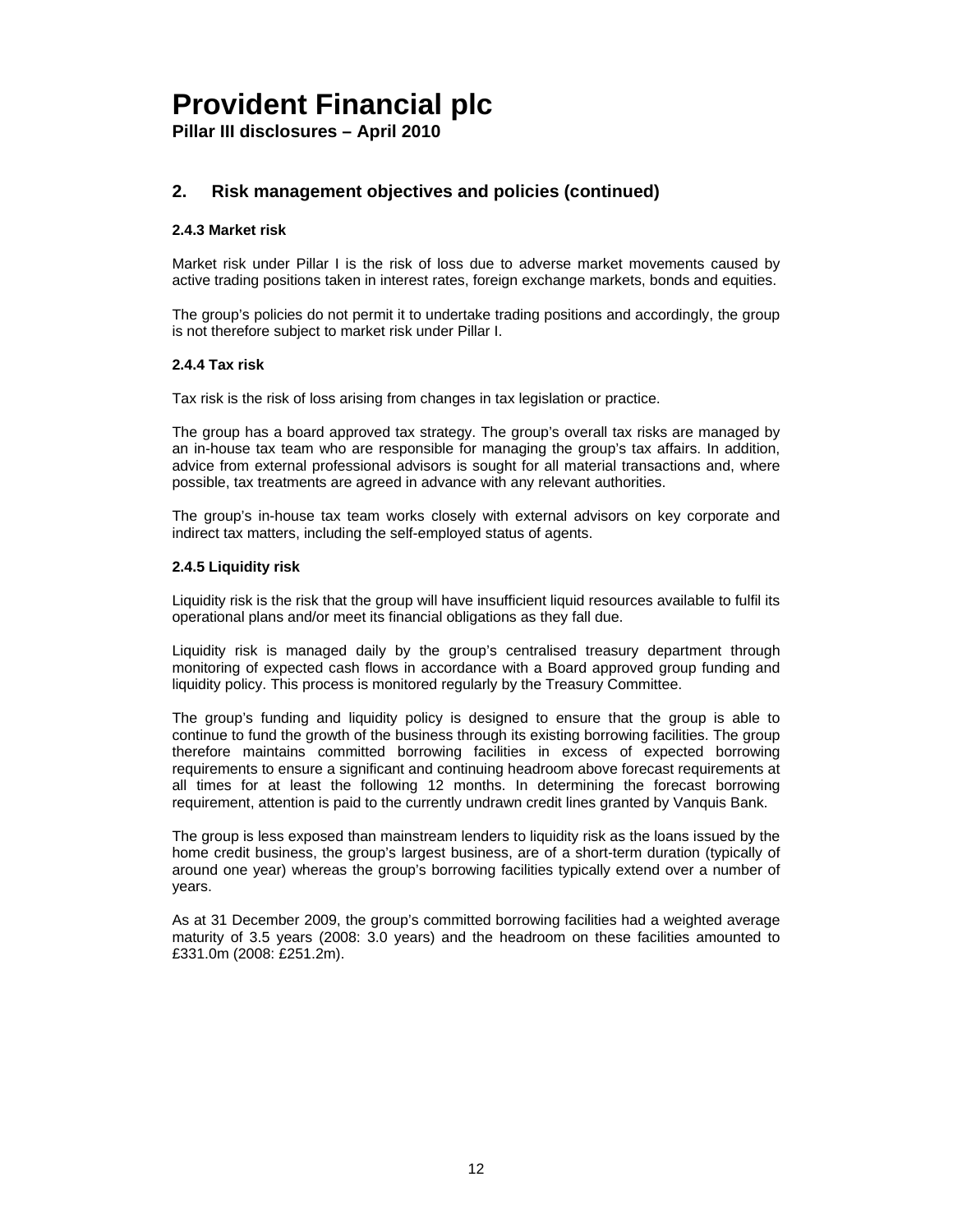## 2. Risk management objectives and policies (continued)

### 2.4.3 Market risk

Market risk under Pillar I is the risk of loss due to adverse market movements caused by active trading positions taken in interest rates, foreign exchange markets, bonds and equities.

The group's policies do not permit it to undertake trading positions and accordingly, the group is not therefore subject to market risk under Pillar I.

### 2.4.4 Tax risk

Tax risk is the risk of loss arising from changes in tax legislation or practice.

The group has a board approved tax strategy. The group's overall tax risks are managed by an in-house tax team who are responsible for managing the group's tax affairs. In addition, advice from external professional advisors is sought for all material transactions and, where possible, tax treatments are agreed in advance with any relevant authorities.

The group's in-house tax team works closely with external advisors on key corporate and indirect tax matters, including the self-employed status of agents.

### 2.4.5 Liquidity risk

Liquidity risk is the risk that the group will have insufficient liquid resources available to fulfil its operational plans and/or meet its financial obligations as they fall due.

Liquidity risk is managed daily by the group's centralised treasury department through monitoring of expected cash flows in accordance with a Board approved group funding and liquidity policy. This process is monitored regularly by the Treasury Committee.

The group's funding and liquidity policy is designed to ensure that the group is able to continue to fund the growth of the business through its existing borrowing facilities. The group therefore maintains committed borrowing facilities in excess of expected borrowing requirements to ensure a significant and continuing headroom above forecast requirements at all times for at least the following 12 months. In determining the forecast borrowing requirement, attention is paid to the currently undrawn credit lines granted by Vanquis Bank.

The group is less exposed than mainstream lenders to liquidity risk as the loans issued by the home credit business, the group's largest business, are of a short-term duration (typically of around one year) whereas the group's borrowing facilities typically extend over a number of years.

As at 31 December 2009, the group's committed borrowing facilities had a weighted average maturity of 3.5 years (2008: 3.0 years) and the headroom on these facilities amounted to £331.0m (2008: £251.2m).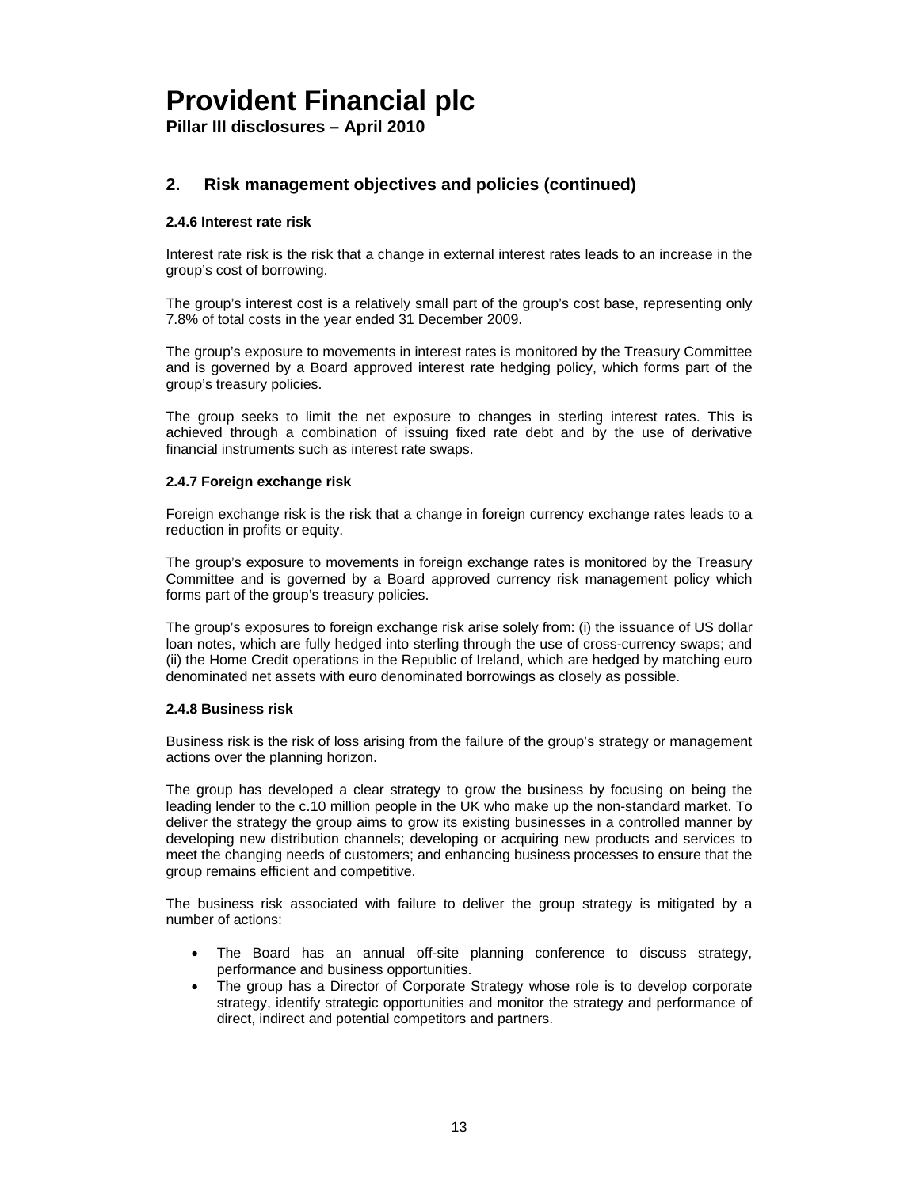## 2. Risk management objectives and policies (continued)

### 2.4.6 Interest rate risk

Interest rate risk is the risk that a change in external interest rates leads to an increase in the group's cost of borrowing.

The group's interest cost is a relatively small part of the group's cost base, representing only 7.8% of total costs in the year ended 31 December 2009.

The group's exposure to movements in interest rates is monitored by the Treasury Committee and is governed by a Board approved interest rate hedging policy, which forms part of the group's treasury policies.

The group seeks to limit the net exposure to changes in sterling interest rates. This is achieved through a combination of issuing fixed rate debt and by the use of derivative financial instruments such as interest rate swaps.

### 2.4.7 Foreign exchange risk

Foreign exchange risk is the risk that a change in foreign currency exchange rates leads to a reduction in profits or equity.

The group's exposure to movements in foreign exchange rates is monitored by the Treasury Committee and is governed by a Board approved currency risk management policy which forms part of the group's treasury policies.

The group's exposures to foreign exchange risk arise solely from: (i) the issuance of US dollar loan notes, which are fully hedged into sterling through the use of cross-currency swaps; and (ii) the Home Credit operations in the Republic of Ireland, which are hedged by matching euro denominated net assets with euro denominated borrowings as closely as possible.

### 2.4.8 Business risk

Business risk is the risk of loss arising from the failure of the group's strategy or management actions over the planning horizon.

The group has developed a clear strategy to grow the business by focusing on being the leading lender to the c.10 million people in the UK who make up the non-standard market. To deliver the strategy the group aims to grow its existing businesses in a controlled manner by developing new distribution channels; developing or acquiring new products and services to meet the changing needs of customers; and enhancing business processes to ensure that the group remains efficient and competitive.

The business risk associated with failure to deliver the group strategy is mitigated by a number of actions:

- The Board has an annual off-site planning conference to discuss strategy, performance and business opportunities.
- The group has a Director of Corporate Strategy whose role is to develop corporate strategy, identify strategic opportunities and monitor the strategy and performance of direct, indirect and potential competitors and partners.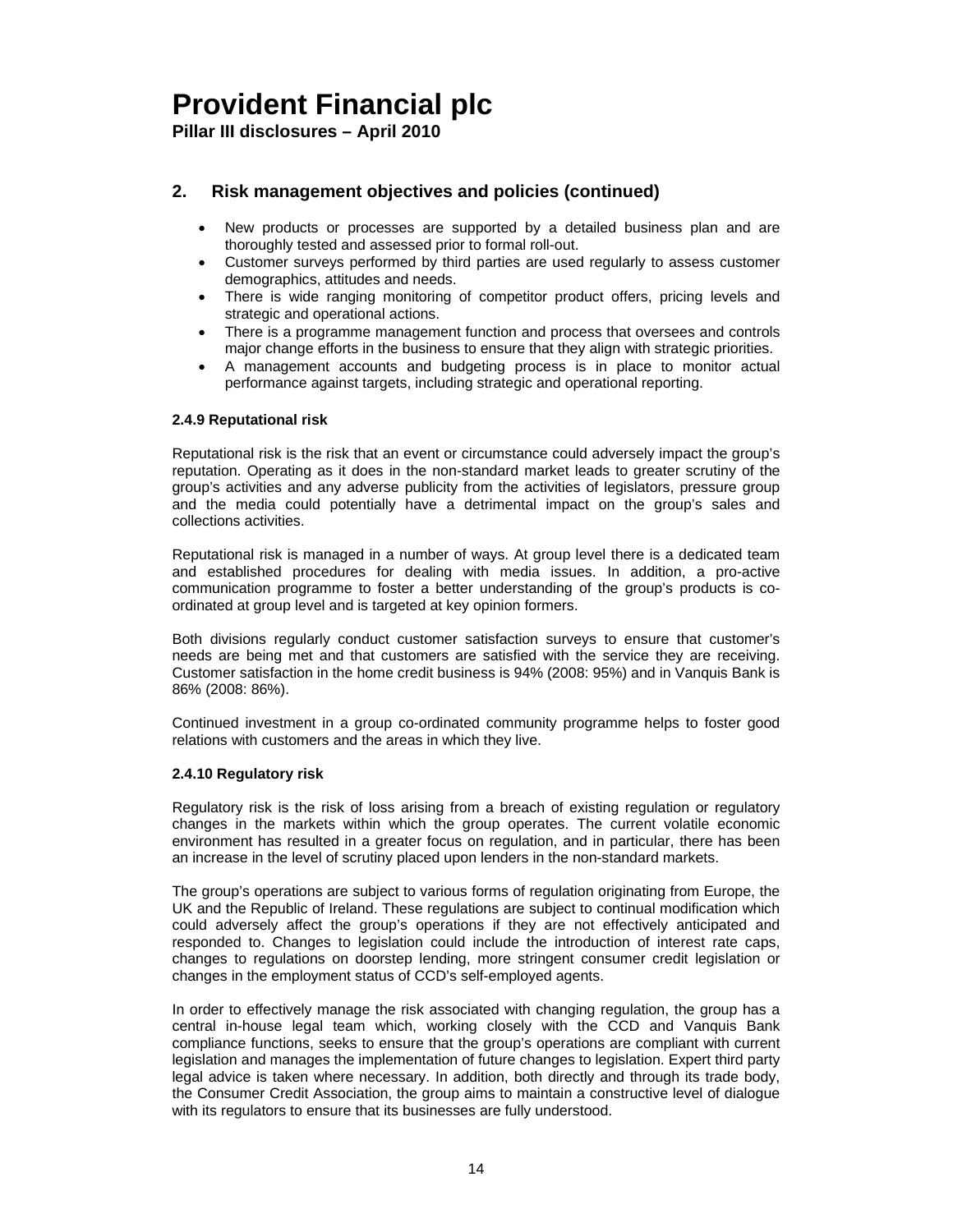## 2. Risk management objectives and policies (continued)

- New products or processes are supported by a detailed business plan and are thoroughly tested and assessed prior to formal roll-out.
- Customer surveys performed by third parties are used regularly to assess customer demographics, attitudes and needs.
- There is wide ranging monitoring of competitor product offers, pricing levels and strategic and operational actions.
- There is a programme management function and process that oversees and controls major change efforts in the business to ensure that they align with strategic priorities.
- A management accounts and budgeting process is in place to monitor actual performance against targets, including strategic and operational reporting.

### 2.4.9 Reputational risk

Reputational risk is the risk that an event or circumstance could adversely impact the group's reputation. Operating as it does in the non-standard market leads to greater scrutiny of the group's activities and any adverse publicity from the activities of legislators, pressure group and the media could potentially have a detrimental impact on the group's sales and collections activities.

Reputational risk is managed in a number of ways. At group level there is a dedicated team and established procedures for dealing with media issues. In addition, a pro-active communication programme to foster a better understanding of the group's products is co-ordinated at group level and is targeted at key opinion formers.

Both divisions regularly conduct customer satisfaction surveys to ensure that customer's needs are being met and that customers are satisfied with the service they are receiving. Customer satisfaction in the home credit business is 94% (2008: 95%) and in Vanquis Bank is 86% (2008: 86%).

Continued investment in a group co-ordinated community programme helps to foster good relations with customers and the areas in which they live.

### 2.4.10 Regulatory risk

Regulatory risk is the risk of loss arising from a breach of existing regulation or regulatory changes in the markets within which the group operates. The current volatile economic environment has resulted in a greater focus on regulation, and in particular, there has been an increase in the level of scrutiny placed upon lenders in the non-standard markets.

The group's operations are subject to various forms of regulation originating from Europe, the UK and the Republic of Ireland. These regulations are subject to continual modification which could adversely affect the group's operations if they are not effectively anticipated and responded to. Changes to legislation could include the introduction of interest rate caps, changes to regulations on doorstep lending, more stringent consumer credit legislation or changes in the employment status of CCD's self-employed agents.

In order to effectively manage the risk associated with changing regulation, the group has a central in-house legal team which, working closely with the CCD and Vanquis Bank compliance functions, seeks to ensure that the group's operations are compliant with current legislation and manages the implementation of future changes to legislation. Expert third party legal advice is taken where necessary. In addition, both directly and through its trade body, the Consumer Credit Association, the group aims to maintain a constructive level of dialogue with its regulators to ensure that its businesses are fully understood.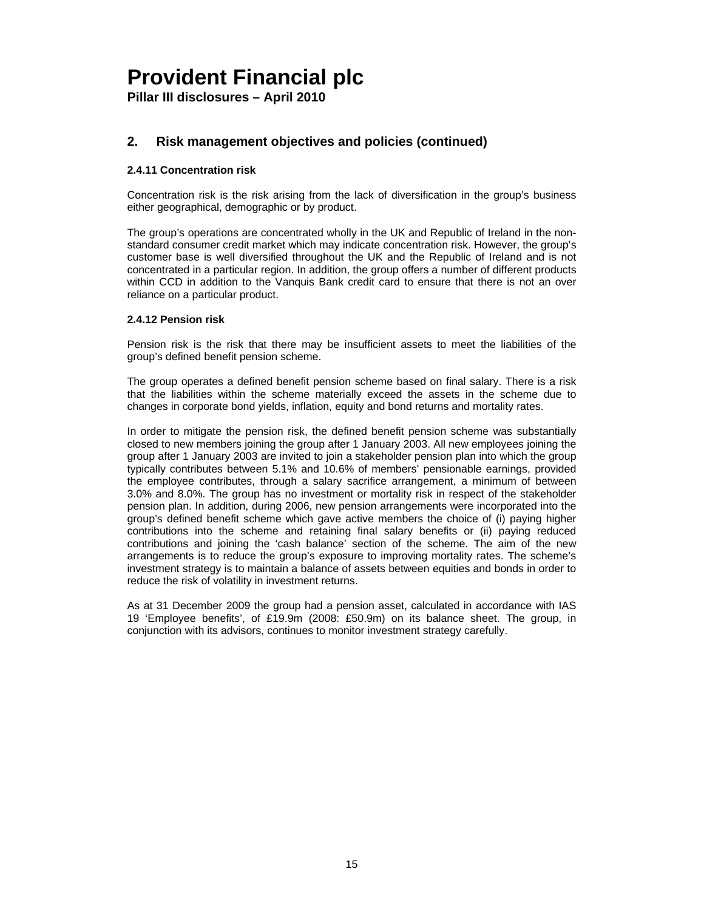## 2. Risk management objectives and policies (continued)

### 2.4.11 Concentration risk

Concentration risk is the risk arising from the lack of diversification in the group's business either geographical, demographic or by product.

The group's operations are concentrated wholly in the UK and Republic of Ireland in the non-standard consumer credit market which may indicate concentration risk. However, the group's customer base is well diversified throughout the UK and the Republic of Ireland and is not concentrated in a particular region. In addition, the group offers a number of different products within CCD in addition to the Vanquis Bank credit card to ensure that there is not an over reliance on a particular product.

### 2.4.12 Pension risk

Pension risk is the risk that there may be insufficient assets to meet the liabilities of the group's defined benefit pension scheme.

The group operates a defined benefit pension scheme based on final salary. There is a risk that the liabilities within the scheme materially exceed the assets in the scheme due to changes in corporate bond yields, inflation, equity and bond returns and mortality rates.

In order to mitigate the pension risk, the defined benefit pension scheme was substantially closed to new members joining the group after 1 January 2003. All new employees joining the group after 1 January 2003 are invited to join a stakeholder pension plan into which the group typically contributes between 5.1% and 10.6% of members' pensionable earnings, provided the employee contributes, through a salary sacrifice arrangement, a minimum of between 3.0% and 8.0%. The group has no investment or mortality risk in respect of the stakeholder pension plan. In addition, during 2006, new pension arrangements were incorporated into the group's defined benefit scheme which gave active members the choice of (i) paying higher contributions into the scheme and retaining final salary benefits or (ii) paying reduced contributions and joining the 'cash balance' section of the scheme. The aim of the new arrangements is to reduce the group's exposure to improving mortality rates. The scheme's investment strategy is to maintain a balance of assets between equities and bonds in order to reduce the risk of volatility in investment returns.

As at 31 December 2009 the group had a pension asset, calculated in accordance with IAS 19 'Employee benefits', of £19.9m (2008: £50.9m) on its balance sheet. The group, in conjunction with its advisors, continues to monitor investment strategy carefully.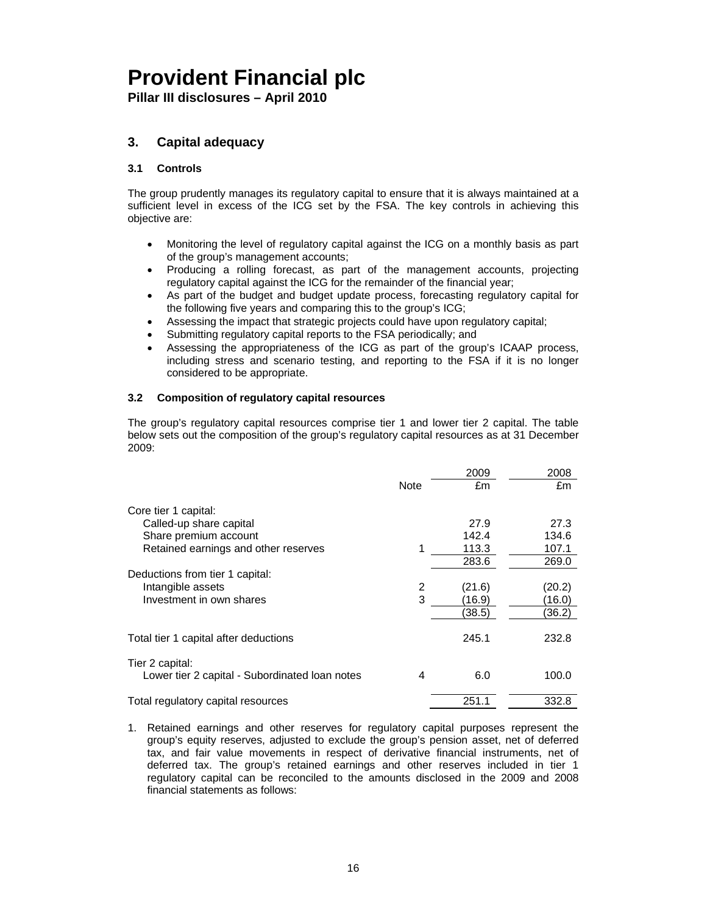# Provident Financial plc

**Pillar III disclosures – April 2010**

## 3. Capital adequacy

### 3.1 Controls

The group prudently manages its regulatory capital to ensure that it is always maintained at a sufficient level in excess of the ICG set by the FSA. The key controls in achieving this objective are:

- Monitoring the level of regulatory capital against the ICG on a monthly basis as part of the group's management accounts;
- Producing a rolling forecast, as part of the management accounts, projecting regulatory capital against the ICG for the remainder of the financial year;
- As part of the budget and budget update process, forecasting regulatory capital for the following five years and comparing this to the group's ICG;
- Assessing the impact that strategic projects could have upon regulatory capital;
- Submitting regulatory capital reports to the FSA periodically; and
- Assessing the appropriateness of the ICG as part of the group's ICAAP process, including stress and scenario testing, and reporting to the FSA if it is no longer considered to be appropriate.

### 3.2 Composition of regulatory capital resources

The group's regulatory capital resources comprise tier 1 and lower tier 2 capital. The table below sets out the composition of the group's regulatory capital resources as at 31 December 2009:

| | Note | 2009 £m | 2008 £m |
|---|---|---|---|
| Core tier 1 capital: | | | |
| Called-up share capital | | 27.9 | 27.3 |
| Share premium account | | 142.4 | 134.6 |
| Retained earnings and other reserves | 1 | 113.3 | 107.1 |
| | | 283.6 | 269.0 |
| Deductions from tier 1 capital: | | | |
| Intangible assets | 2 | (21.6) | (20.2) |
| Investment in own shares | 3 | (16.9) | (16.0) |
| | | (38.5) | (36.2) |
| Total tier 1 capital after deductions | | 245.1 | 232.8 |
| Tier 2 capital: | | | |
| Lower tier 2 capital - Subordinated loan notes | 4 | 6.0 | 100.0 |
| Total regulatory capital resources | | 251.1 | 332.8 |

1. Retained earnings and other reserves for regulatory capital purposes represent the group's equity reserves, adjusted to exclude the group's pension asset, net of deferred tax, and fair value movements in respect of derivative financial instruments, net of deferred tax. The group's retained earnings and other reserves included in tier 1 regulatory capital can be reconciled to the amounts disclosed in the 2009 and 2008 financial statements as follows: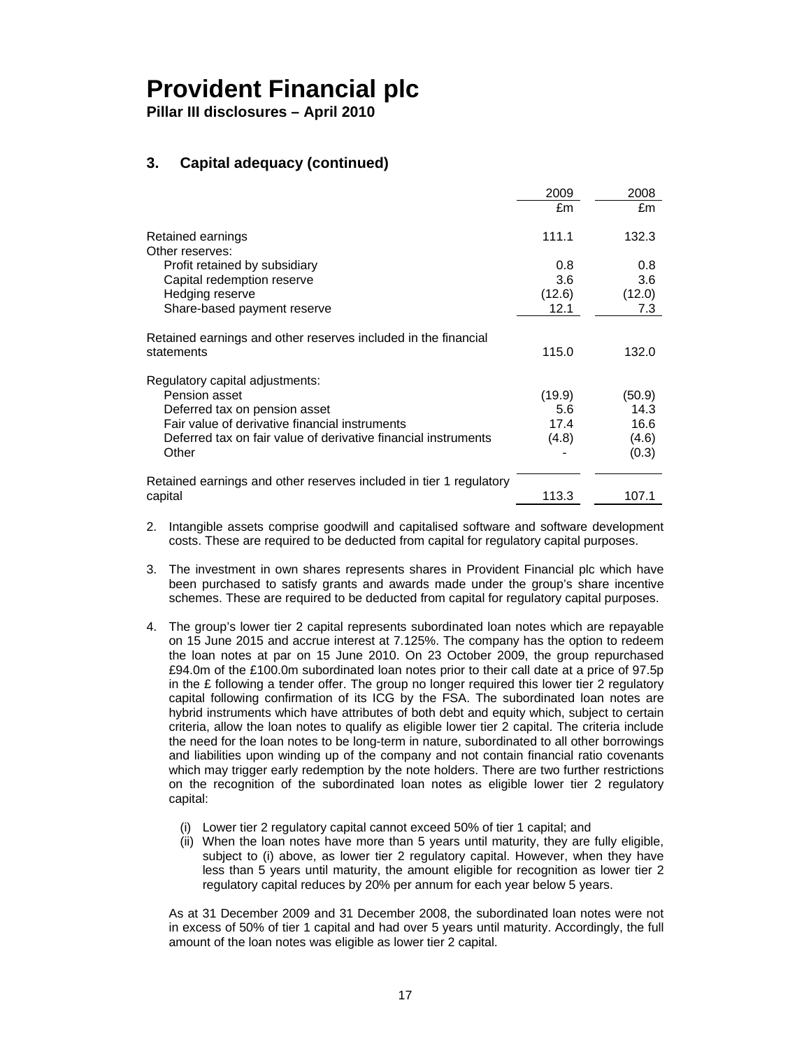# Provident Financial plc

**Pillar III disclosures – April 2010**

## 3. Capital adequacy (continued)

| | 2009 | 2008 |
|---|---|---|
| | £m | £m |
| Retained earnings | 111.1 | 132.3 |
| Other reserves: | | |
| Profit retained by subsidiary | 0.8 | 0.8 |
| Capital redemption reserve | 3.6 | 3.6 |
| Hedging reserve | (12.6) | (12.0) |
| Share-based payment reserve | 12.1 | 7.3 |
| Retained earnings and other reserves included in the financial statements | 115.0 | 132.0 |
| Regulatory capital adjustments: | | |
| Pension asset | (19.9) | (50.9) |
| Deferred tax on pension asset | 5.6 | 14.3 |
| Fair value of derivative financial instruments | 17.4 | 16.6 |
| Deferred tax on fair value of derivative financial instruments | (4.8) | (4.6) |
| Other | - | (0.3) |
| Retained earnings and other reserves included in tier 1 regulatory capital | 113.3 | 107.1 |

2. Intangible assets comprise goodwill and capitalised software and software development costs. These are required to be deducted from capital for regulatory capital purposes.

3. The investment in own shares represents shares in Provident Financial plc which have been purchased to satisfy grants and awards made under the group's share incentive schemes. These are required to be deducted from capital for regulatory capital purposes.

4. The group's lower tier 2 capital represents subordinated loan notes which are repayable on 15 June 2015 and accrue interest at 7.125%. The company has the option to redeem the loan notes at par on 15 June 2010. On 23 October 2009, the group repurchased £94.0m of the £100.0m subordinated loan notes prior to their call date at a price of 97.5p in the £ following a tender offer. The group no longer required this lower tier 2 regulatory capital following confirmation of its ICG by the FSA. The subordinated loan notes are hybrid instruments which have attributes of both debt and equity which, subject to certain criteria, allow the loan notes to qualify as eligible lower tier 2 capital. The criteria include the need for the loan notes to be long-term in nature, subordinated to all other borrowings and liabilities upon winding up of the company and not contain financial ratio covenants which may trigger early redemption by the note holders. There are two further restrictions on the recognition of the subordinated loan notes as eligible lower tier 2 regulatory capital:

   (i) Lower tier 2 regulatory capital cannot exceed 50% of tier 1 capital; and
   (ii) When the loan notes have more than 5 years until maturity, they are fully eligible, subject to (i) above, as lower tier 2 regulatory capital. However, when they have less than 5 years until maturity, the amount eligible for recognition as lower tier 2 regulatory capital reduces by 20% per annum for each year below 5 years.

   As at 31 December 2009 and 31 December 2008, the subordinated loan notes were not in excess of 50% of tier 1 capital and had over 5 years until maturity. Accordingly, the full amount of the loan notes was eligible as lower tier 2 capital.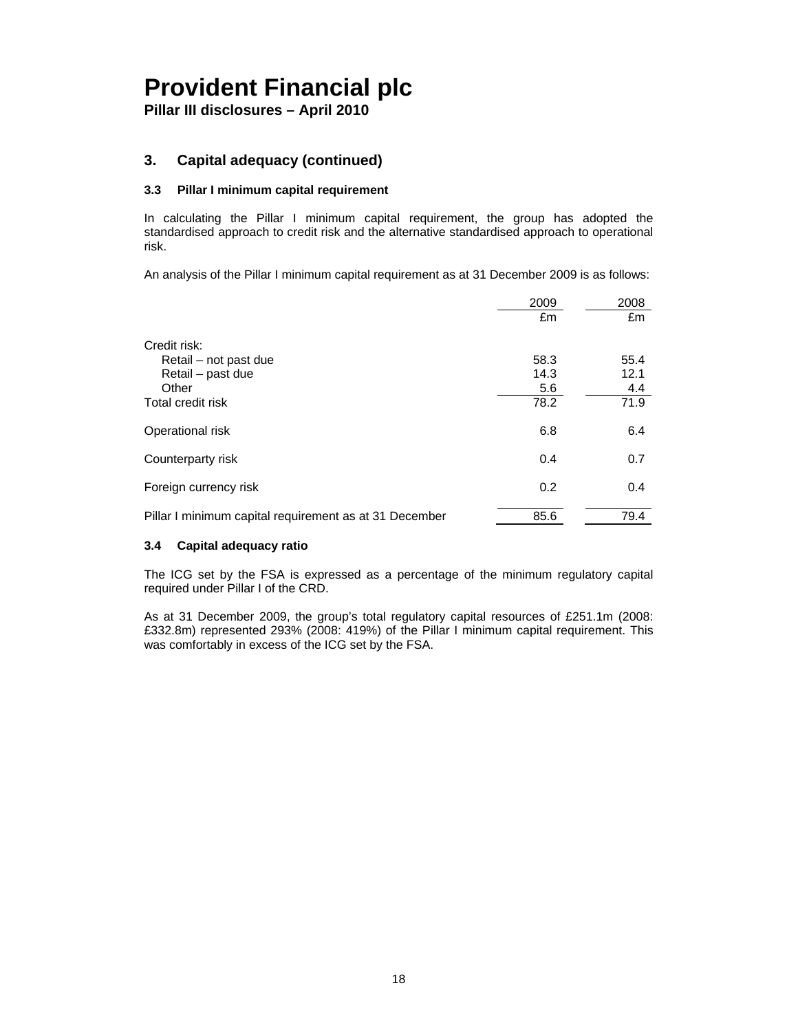## 3. Capital adequacy (continued)

### 3.3 Pillar I minimum capital requirement

In calculating the Pillar I minimum capital requirement, the group has adopted the standardised approach to credit risk and the alternative standardised approach to operational risk.

An analysis of the Pillar I minimum capital requirement as at 31 December 2009 is as follows:

| | 2009 | 2008 |
|---|---|---|
| | £m | £m |
| Credit risk: | | |
| Retail – not past due | 58.3 | 55.4 |
| Retail – past due | 14.3 | 12.1 |
| Other | 5.6 | 4.4 |
| Total credit risk | 78.2 | 71.9 |
| Operational risk | 6.8 | 6.4 |
| Counterparty risk | 0.4 | 0.7 |
| Foreign currency risk | 0.2 | 0.4 |
| Pillar I minimum capital requirement as at 31 December | 85.6 | 79.4 |

### 3.4 Capital adequacy ratio

The ICG set by the FSA is expressed as a percentage of the minimum regulatory capital required under Pillar I of the CRD.

As at 31 December 2009, the group's total regulatory capital resources of £251.1m (2008: £332.8m) represented 293% (2008: 419%) of the Pillar I minimum capital requirement. This was comfortably in excess of the ICG set by the FSA.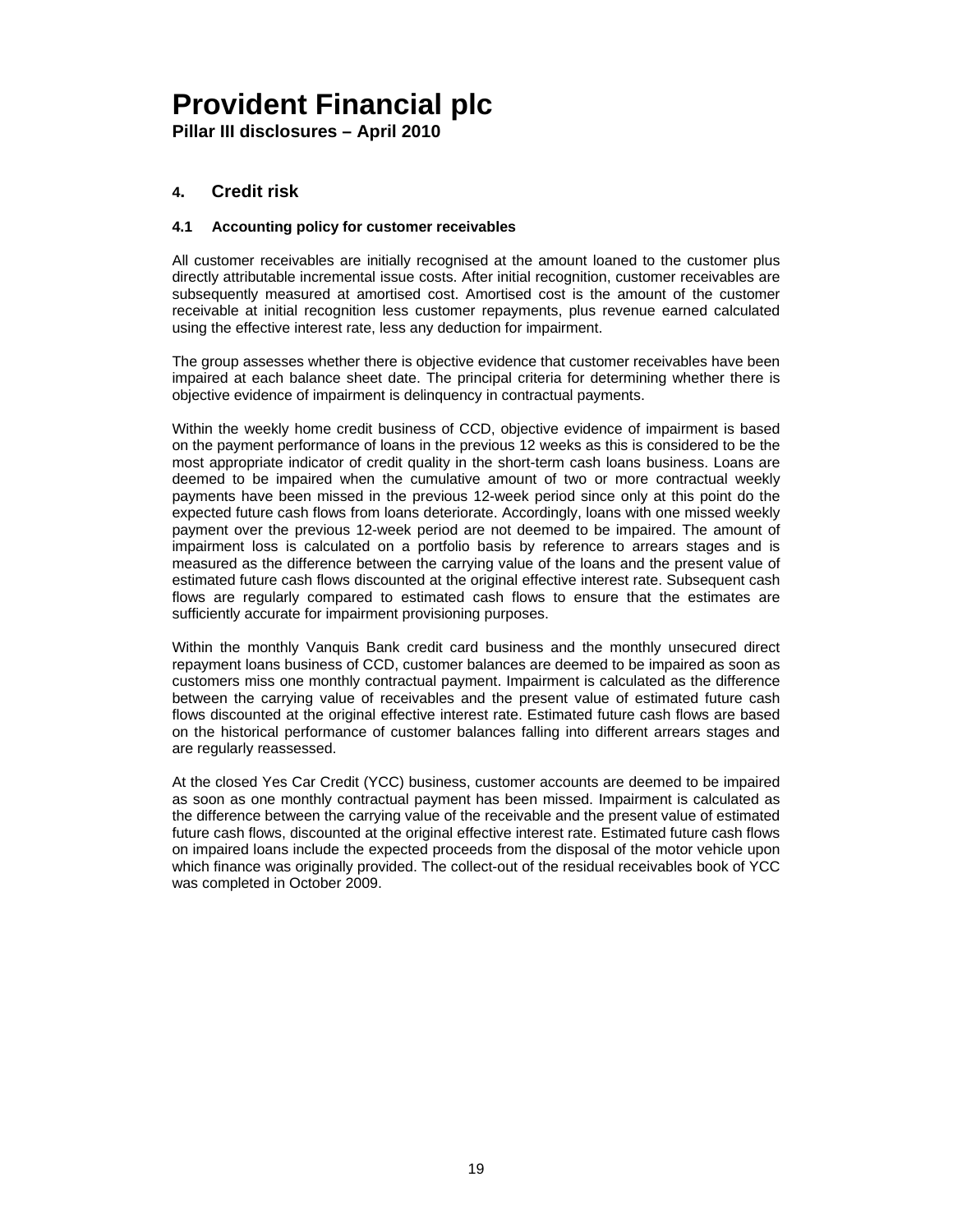## 4. Credit risk

### 4.1 Accounting policy for customer receivables

All customer receivables are initially recognised at the amount loaned to the customer plus directly attributable incremental issue costs. After initial recognition, customer receivables are subsequently measured at amortised cost. Amortised cost is the amount of the customer receivable at initial recognition less customer repayments, plus revenue earned calculated using the effective interest rate, less any deduction for impairment.

The group assesses whether there is objective evidence that customer receivables have been impaired at each balance sheet date. The principal criteria for determining whether there is objective evidence of impairment is delinquency in contractual payments.

Within the weekly home credit business of CCD, objective evidence of impairment is based on the payment performance of loans in the previous 12 weeks as this is considered to be the most appropriate indicator of credit quality in the short-term cash loans business. Loans are deemed to be impaired when the cumulative amount of two or more contractual weekly payments have been missed in the previous 12-week period since only at this point do the expected future cash flows from loans deteriorate. Accordingly, loans with one missed weekly payment over the previous 12-week period are not deemed to be impaired. The amount of impairment loss is calculated on a portfolio basis by reference to arrears stages and is measured as the difference between the carrying value of the loans and the present value of estimated future cash flows discounted at the original effective interest rate. Subsequent cash flows are regularly compared to estimated cash flows to ensure that the estimates are sufficiently accurate for impairment provisioning purposes.

Within the monthly Vanquis Bank credit card business and the monthly unsecured direct repayment loans business of CCD, customer balances are deemed to be impaired as soon as customers miss one monthly contractual payment. Impairment is calculated as the difference between the carrying value of receivables and the present value of estimated future cash flows discounted at the original effective interest rate. Estimated future cash flows are based on the historical performance of customer balances falling into different arrears stages and are regularly reassessed.

At the closed Yes Car Credit (YCC) business, customer accounts are deemed to be impaired as soon as one monthly contractual payment has been missed. Impairment is calculated as the difference between the carrying value of the receivable and the present value of estimated future cash flows, discounted at the original effective interest rate. Estimated future cash flows on impaired loans include the expected proceeds from the disposal of the motor vehicle upon which finance was originally provided. The collect-out of the residual receivables book of YCC was completed in October 2009.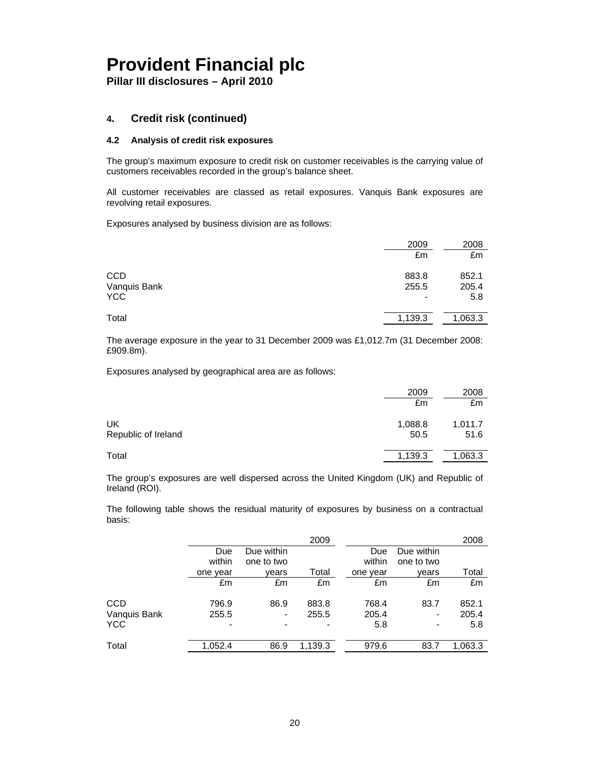# Provident Financial plc

**Pillar III disclosures – April 2010**

## 4. Credit risk (continued)

### 4.2 Analysis of credit risk exposures

The group's maximum exposure to credit risk on customer receivables is the carrying value of customers receivables recorded in the group's balance sheet.

All customer receivables are classed as retail exposures. Vanquis Bank exposures are revolving retail exposures.

Exposures analysed by business division are as follows:

| | 2009 | 2008 |
|---|---|---|
| | £m | £m |
| CCD | 883.8 | 852.1 |
| Vanquis Bank | 255.5 | 205.4 |
| YCC | - | 5.8 |
| Total | 1,139.3 | 1,063.3 |

The average exposure in the year to 31 December 2009 was £1,012.7m (31 December 2008: £909.8m).

Exposures analysed by geographical area are as follows:

| | 2009 | 2008 |
|---|---|---|
| | £m | £m |
| UK | 1,088.8 | 1,011.7 |
| Republic of Ireland | 50.5 | 51.6 |
| Total | 1,139.3 | 1,063.3 |

The group's exposures are well dispersed across the United Kingdom (UK) and Republic of Ireland (ROI).

The following table shows the residual maturity of exposures by business on a contractual basis:

| | | | 2009 | | | 2008 |
|---|---|---|---|---|---|---|
| | Due within one year | Due within one to two years | Total | Due within one year | Due within one to two years | Total |
| | £m | £m | £m | £m | £m | £m |
| CCD | 796.9 | 86.9 | 883.8 | 768.4 | 83.7 | 852.1 |
| Vanquis Bank | 255.5 | - | 255.5 | 205.4 | - | 205.4 |
| YCC | - | - | - | 5.8 | - | 5.8 |
| Total | 1,052.4 | 86.9 | 1,139.3 | 979.6 | 83.7 | 1,063.3 |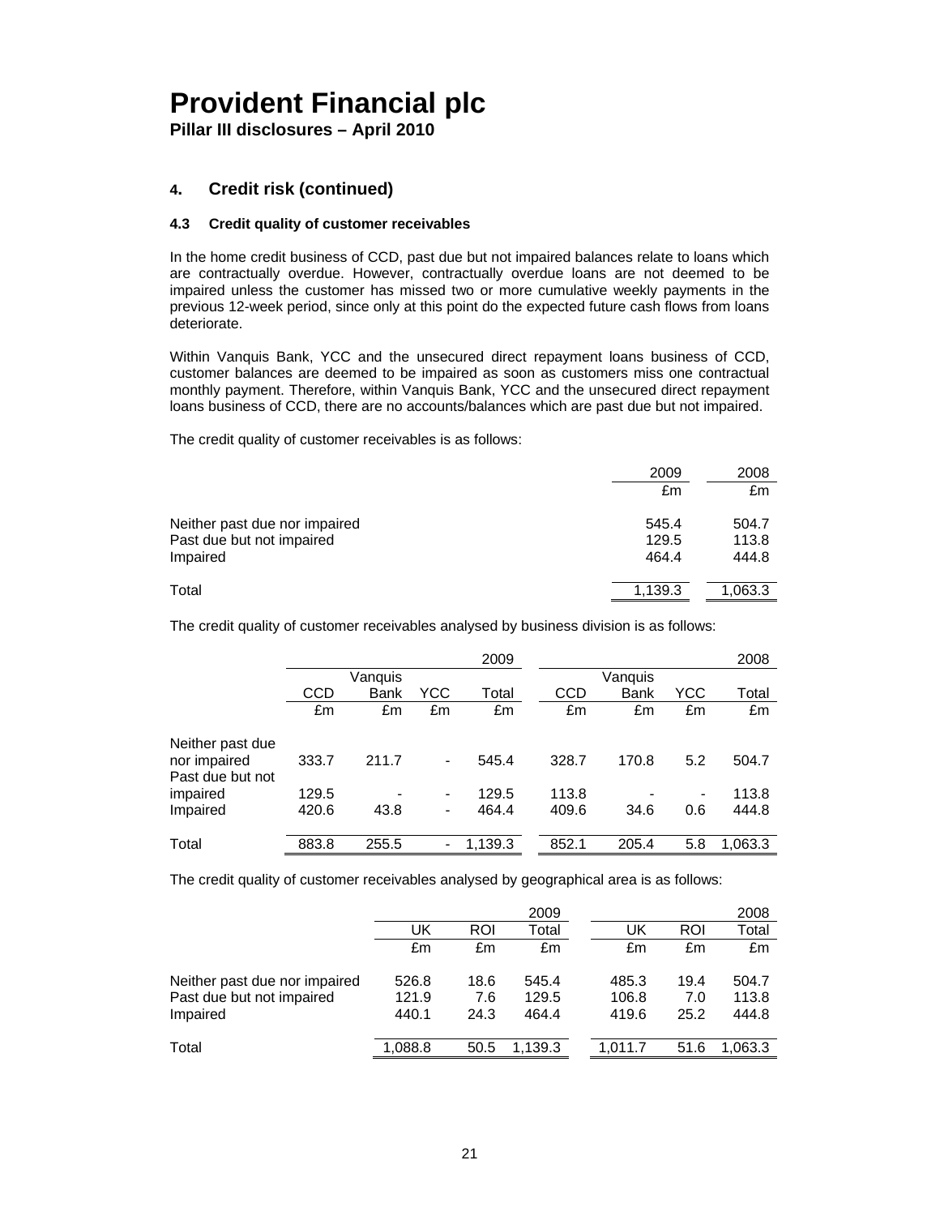## 4. Credit risk (continued)

### 4.3 Credit quality of customer receivables

In the home credit business of CCD, past due but not impaired balances relate to loans which are contractually overdue. However, contractually overdue loans are not deemed to be impaired unless the customer has missed two or more cumulative weekly payments in the previous 12-week period, since only at this point do the expected future cash flows from loans deteriorate.

Within Vanquis Bank, YCC and the unsecured direct repayment loans business of CCD, customer balances are deemed to be impaired as soon as customers miss one contractual monthly payment. Therefore, within Vanquis Bank, YCC and the unsecured direct repayment loans business of CCD, there are no accounts/balances which are past due but not impaired.

The credit quality of customer receivables is as follows:

| | 2009 | 2008 |
|---|---|---|
| | £m | £m |
| Neither past due nor impaired | 545.4 | 504.7 |
| Past due but not impaired | 129.5 | 113.8 |
| Impaired | 464.4 | 444.8 |
| Total | 1,139.3 | 1,063.3 |

The credit quality of customer receivables analysed by business division is as follows:

| | 2009 | | | | 2008 | | | |
|---|---|---|---|---|---|---|---|---|
| | CCD | Vanquis Bank | YCC | Total | CCD | Vanquis Bank | YCC | Total |
| | £m | £m | £m | £m | £m | £m | £m | £m |
| Neither past due nor impaired | 333.7 | 211.7 | - | 545.4 | 328.7 | 170.8 | 5.2 | 504.7 |
| Past due but not impaired | 129.5 | - | - | 129.5 | 113.8 | - | - | 113.8 |
| Impaired | 420.6 | 43.8 | - | 464.4 | 409.6 | 34.6 | 0.6 | 444.8 |
| Total | 883.8 | 255.5 | - | 1,139.3 | 852.1 | 205.4 | 5.8 | 1,063.3 |

The credit quality of customer receivables analysed by geographical area is as follows:

| | 2009 | | | 2008 | | |
|---|---|---|---|---|---|---|
| | UK | ROI | Total | UK | ROI | Total |
| | £m | £m | £m | £m | £m | £m |
| Neither past due nor impaired | 526.8 | 18.6 | 545.4 | 485.3 | 19.4 | 504.7 |
| Past due but not impaired | 121.9 | 7.6 | 129.5 | 106.8 | 7.0 | 113.8 |
| Impaired | 440.1 | 24.3 | 464.4 | 419.6 | 25.2 | 444.8 |
| Total | 1,088.8 | 50.5 | 1,139.3 | 1,011.7 | 51.6 | 1,063.3 |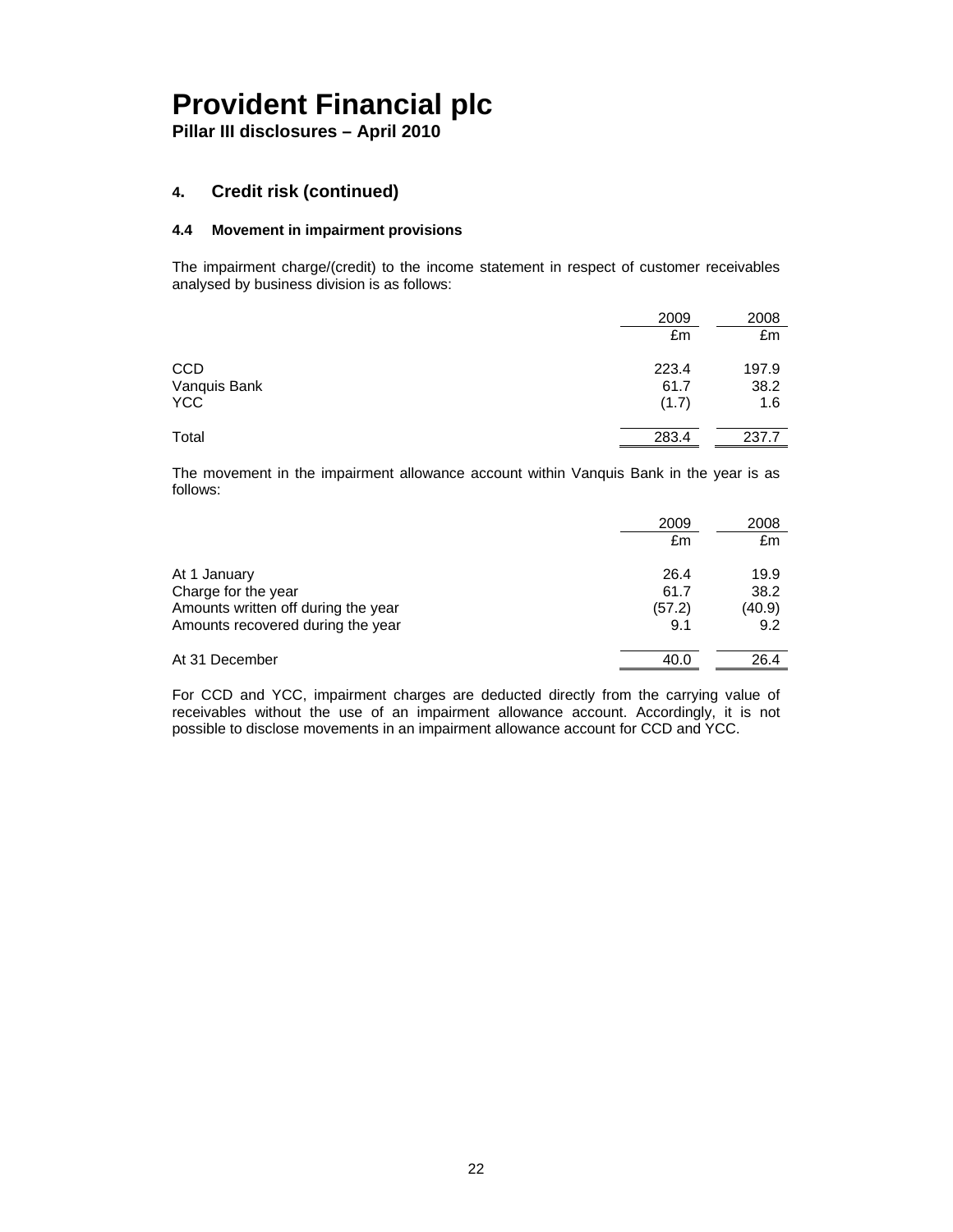## 4. Credit risk (continued)

### 4.4 Movement in impairment provisions

The impairment charge/(credit) to the income statement in respect of customer receivables analysed by business division is as follows:

| | 2009 £m | 2008 £m |
|---|---|---|
| CCD | 223.4 | 197.9 |
| Vanquis Bank | 61.7 | 38.2 |
| YCC | (1.7) | 1.6 |
| Total | 283.4 | 237.7 |

The movement in the impairment allowance account within Vanquis Bank in the year is as follows:

| | 2009 £m | 2008 £m |
|---|---|---|
| At 1 January | 26.4 | 19.9 |
| Charge for the year | 61.7 | 38.2 |
| Amounts written off during the year | (57.2) | (40.9) |
| Amounts recovered during the year | 9.1 | 9.2 |
| At 31 December | 40.0 | 26.4 |

For CCD and YCC, impairment charges are deducted directly from the carrying value of receivables without the use of an impairment allowance account. Accordingly, it is not possible to disclose movements in an impairment allowance account for CCD and YCC.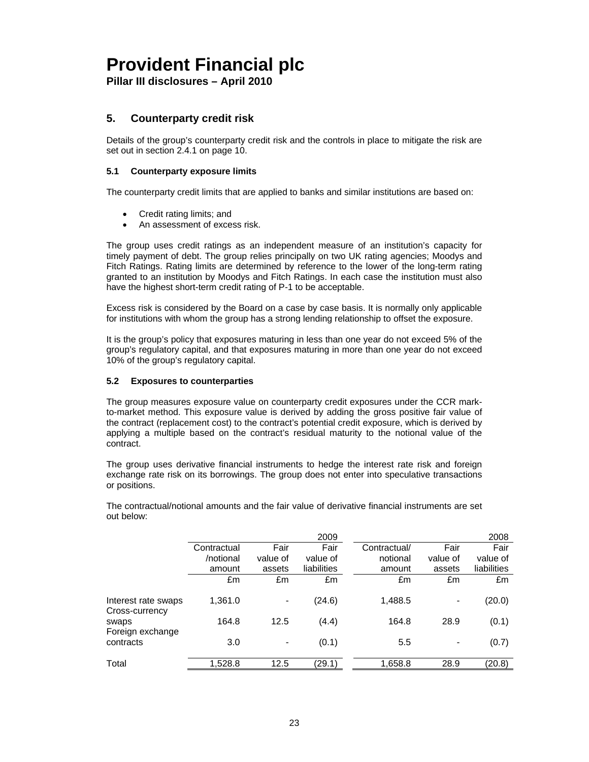## 5. Counterparty credit risk

Details of the group's counterparty credit risk and the controls in place to mitigate the risk are set out in section 2.4.1 on page 10.

### 5.1 Counterparty exposure limits

The counterparty credit limits that are applied to banks and similar institutions are based on:

- Credit rating limits; and
- An assessment of excess risk.

The group uses credit ratings as an independent measure of an institution's capacity for timely payment of debt. The group relies principally on two UK rating agencies; Moodys and Fitch Ratings. Rating limits are determined by reference to the lower of the long-term rating granted to an institution by Moodys and Fitch Ratings. In each case the institution must also have the highest short-term credit rating of P-1 to be acceptable.

Excess risk is considered by the Board on a case by case basis. It is normally only applicable for institutions with whom the group has a strong lending relationship to offset the exposure.

It is the group's policy that exposures maturing in less than one year do not exceed 5% of the group's regulatory capital, and that exposures maturing in more than one year do not exceed 10% of the group's regulatory capital.

### 5.2 Exposures to counterparties

The group measures exposure value on counterparty credit exposures under the CCR mark-to-market method. This exposure value is derived by adding the gross positive fair value of the contract (replacement cost) to the contract's potential credit exposure, which is derived by applying a multiple based on the contract's residual maturity to the notional value of the contract.

The group uses derivative financial instruments to hedge the interest rate risk and foreign exchange rate risk on its borrowings. The group does not enter into speculative transactions or positions.

The contractual/notional amounts and the fair value of derivative financial instruments are set out below:

| | | | 2009 | | | 2008 |
|---|---|---|---|---|---|---|
| | Contractual /notional amount | Fair value of assets | Fair value of liabilities | Contractual/ notional amount | Fair value of assets | Fair value of liabilities |
| | £m | £m | £m | £m | £m | £m |
| Interest rate swaps | 1,361.0 | - | (24.6) | 1,488.5 | - | (20.0) |
| Cross-currency swaps | 164.8 | 12.5 | (4.4) | 164.8 | 28.9 | (0.1) |
| Foreign exchange contracts | 3.0 | - | (0.1) | 5.5 | - | (0.7) |
| Total | 1,528.8 | 12.5 | (29.1) | 1,658.8 | 28.9 | (20.8) |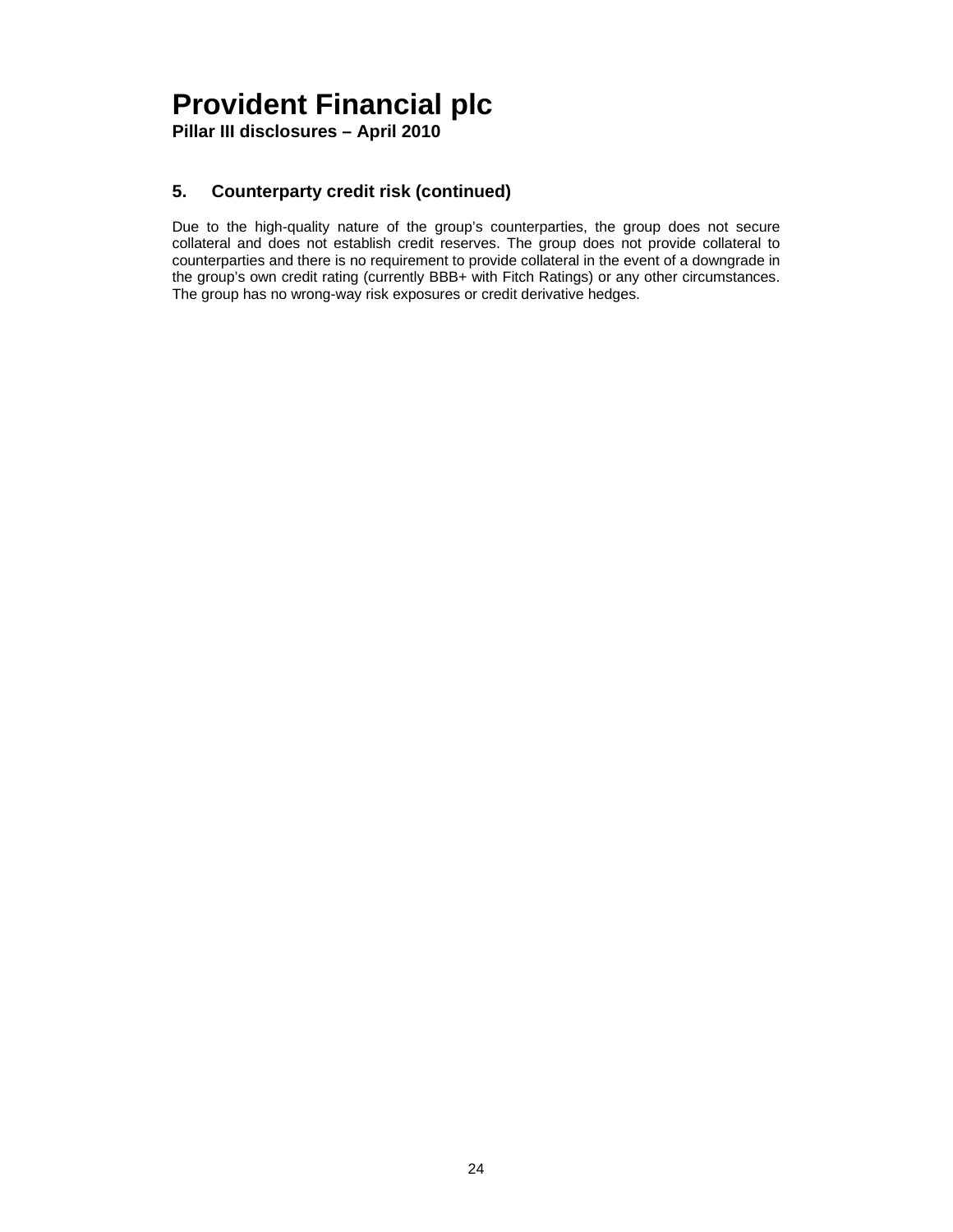## 5. Counterparty credit risk (continued)

Due to the high-quality nature of the group's counterparties, the group does not secure collateral and does not establish credit reserves. The group does not provide collateral to counterparties and there is no requirement to provide collateral in the event of a downgrade in the group's own credit rating (currently BBB+ with Fitch Ratings) or any other circumstances. The group has no wrong-way risk exposures or credit derivative hedges.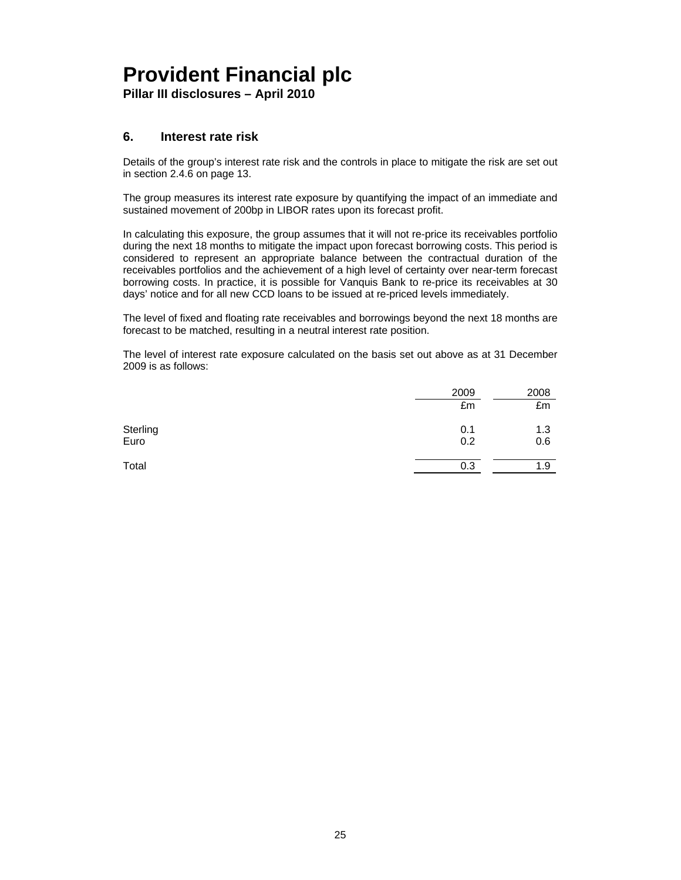# Provident Financial plc

**Pillar III disclosures – April 2010**

## 6. Interest rate risk

Details of the group's interest rate risk and the controls in place to mitigate the risk are set out in section 2.4.6 on page 13.

The group measures its interest rate exposure by quantifying the impact of an immediate and sustained movement of 200bp in LIBOR rates upon its forecast profit.

In calculating this exposure, the group assumes that it will not re-price its receivables portfolio during the next 18 months to mitigate the impact upon forecast borrowing costs. This period is considered to represent an appropriate balance between the contractual duration of the receivables portfolios and the achievement of a high level of certainty over near-term forecast borrowing costs. In practice, it is possible for Vanquis Bank to re-price its receivables at 30 days' notice and for all new CCD loans to be issued at re-priced levels immediately.

The level of fixed and floating rate receivables and borrowings beyond the next 18 months are forecast to be matched, resulting in a neutral interest rate position.

The level of interest rate exposure calculated on the basis set out above as at 31 December 2009 is as follows:

| | 2009 | 2008 |
|---|---|---|
| | £m | £m |
| Sterling | 0.1 | 1.3 |
| Euro | 0.2 | 0.6 |
| Total | 0.3 | 1.9 |